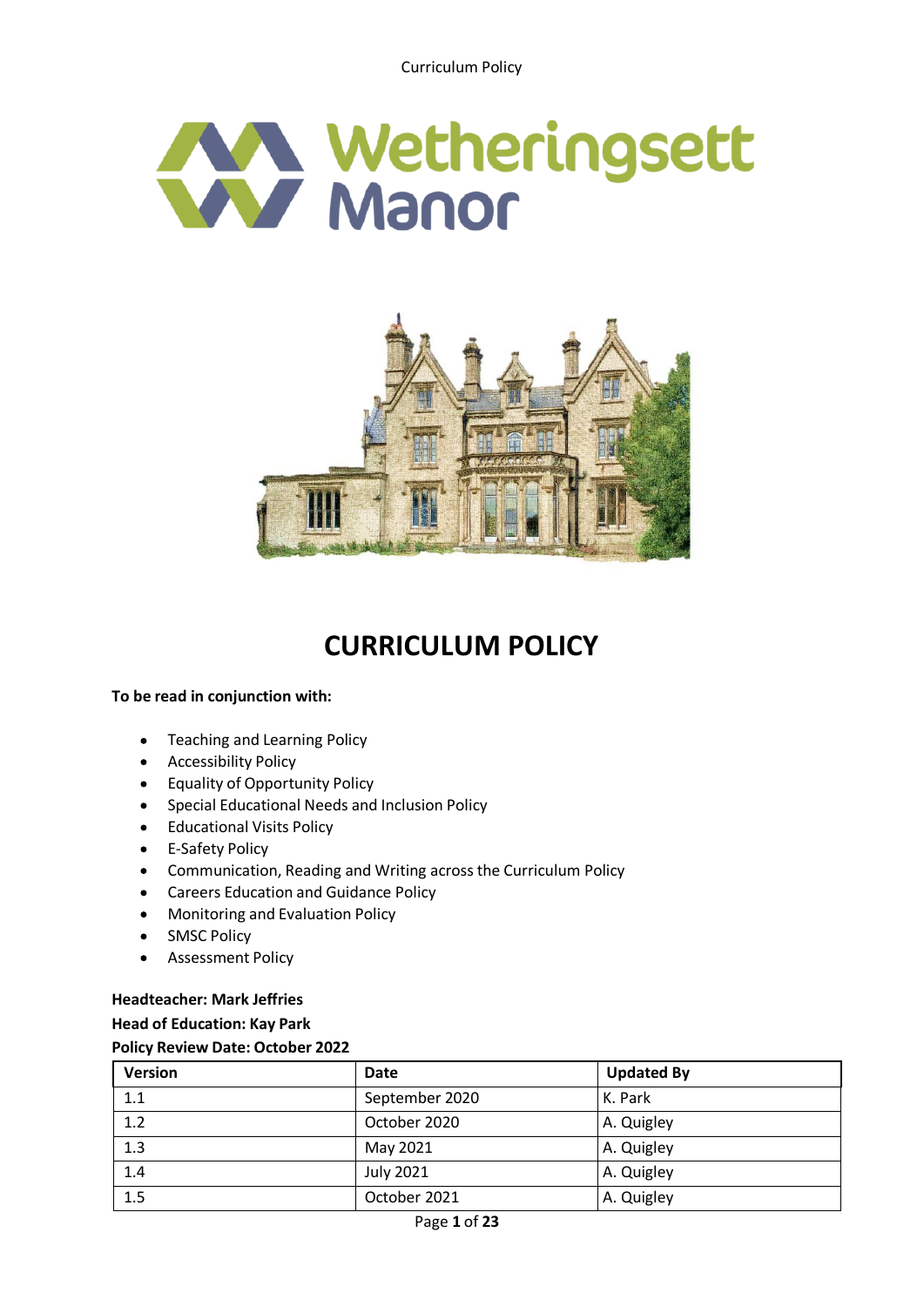# CURRICULUM POLICY

**To be read in conjunction with:**

- Teaching and Learning Policy
- Accessibility Policy
- Equality of Opportunity Policy
- Special Educational Needs and Inclusion Policy
- Educational Visits Policy
- E-Safety Policy
- Communication, Reading and Writing across the Curriculum Policy
- Careers Education and Guidance Policy
- Monitoring and Evaluation Policy
- SMSC Policy
- Assessment Policy

**Headteacher: Mark Jeffries**

**Head of Education: Kay Park**

**Policy Review Date: October 2022**

| Version | Date | Updated By |
|---|---|---|
| 1.1 | September 2020 | K. Park |
| 1.2 | October 2020 | A. Quigley |
| 1.3 | May 2021 | A. Quigley |
| 1.4 | July 2021 | A. Quigley |
| 1.5 | October 2021 | A. Quigley |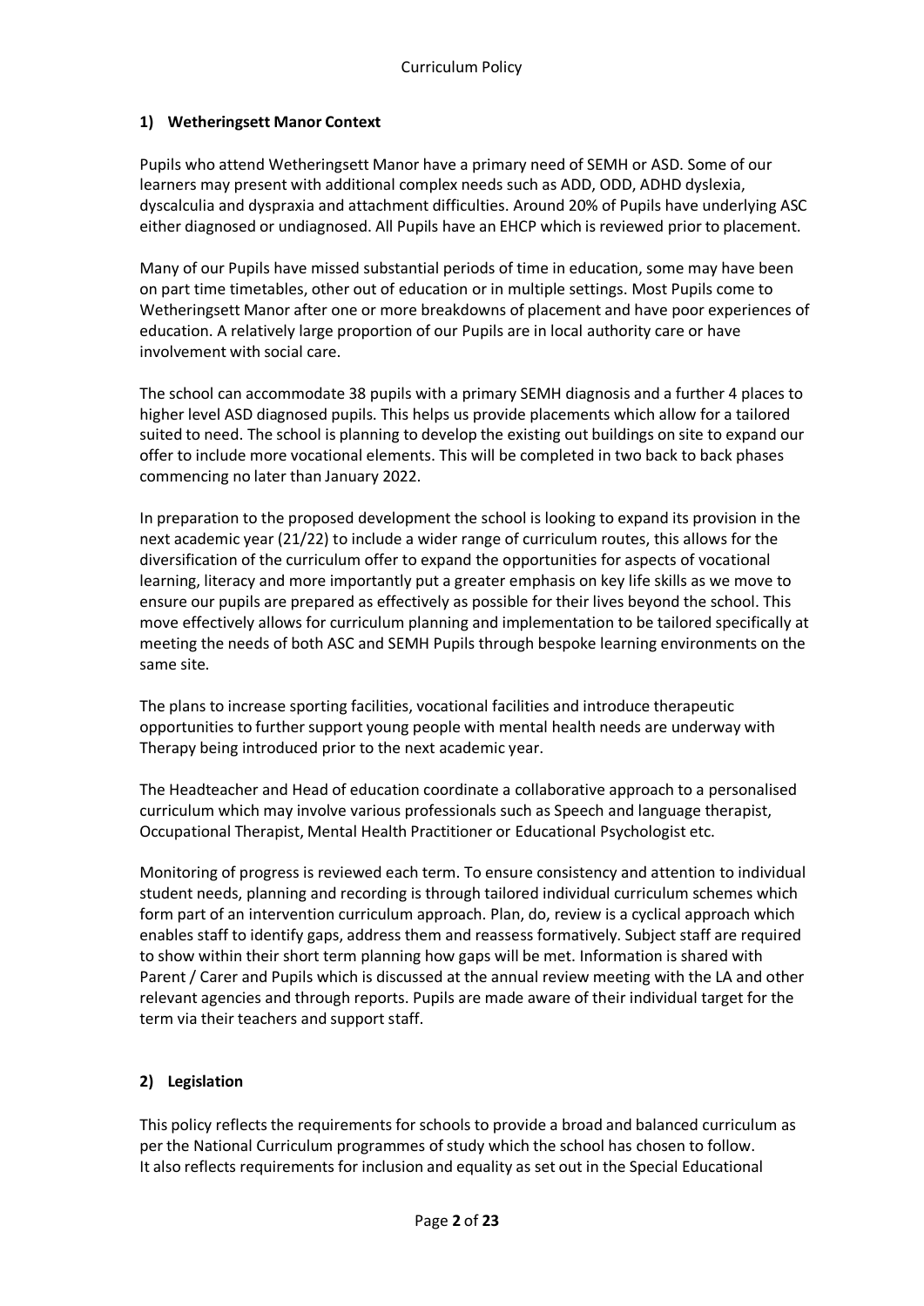## 1) Wetheringsett Manor Context

Pupils who attend Wetheringsett Manor have a primary need of SEMH or ASD. Some of our learners may present with additional complex needs such as ADD, ODD, ADHD dyslexia, dyscalculia and dyspraxia and attachment difficulties. Around 20% of Pupils have underlying ASC either diagnosed or undiagnosed. All Pupils have an EHCP which is reviewed prior to placement.

Many of our Pupils have missed substantial periods of time in education, some may have been on part time timetables, other out of education or in multiple settings. Most Pupils come to Wetheringsett Manor after one or more breakdowns of placement and have poor experiences of education. A relatively large proportion of our Pupils are in local authority care or have involvement with social care.

The school can accommodate 38 pupils with a primary SEMH diagnosis and a further 4 places to higher level ASD diagnosed pupils. This helps us provide placements which allow for a tailored suited to need. The school is planning to develop the existing out buildings on site to expand our offer to include more vocational elements. This will be completed in two back to back phases commencing no later than January 2022.

In preparation to the proposed development the school is looking to expand its provision in the next academic year (21/22) to include a wider range of curriculum routes, this allows for the diversification of the curriculum offer to expand the opportunities for aspects of vocational learning, literacy and more importantly put a greater emphasis on key life skills as we move to ensure our pupils are prepared as effectively as possible for their lives beyond the school. This move effectively allows for curriculum planning and implementation to be tailored specifically at meeting the needs of both ASC and SEMH Pupils through bespoke learning environments on the same site.

The plans to increase sporting facilities, vocational facilities and introduce therapeutic opportunities to further support young people with mental health needs are underway with Therapy being introduced prior to the next academic year.

The Headteacher and Head of education coordinate a collaborative approach to a personalised curriculum which may involve various professionals such as Speech and language therapist, Occupational Therapist, Mental Health Practitioner or Educational Psychologist etc.

Monitoring of progress is reviewed each term. To ensure consistency and attention to individual student needs, planning and recording is through tailored individual curriculum schemes which form part of an intervention curriculum approach. Plan, do, review is a cyclical approach which enables staff to identify gaps, address them and reassess formatively. Subject staff are required to show within their short term planning how gaps will be met. Information is shared with Parent / Carer and Pupils which is discussed at the annual review meeting with the LA and other relevant agencies and through reports. Pupils are made aware of their individual target for the term via their teachers and support staff.

## 2) Legislation

This policy reflects the requirements for schools to provide a broad and balanced curriculum as per the National Curriculum programmes of study which the school has chosen to follow.
It also reflects requirements for inclusion and equality as set out in the Special Educational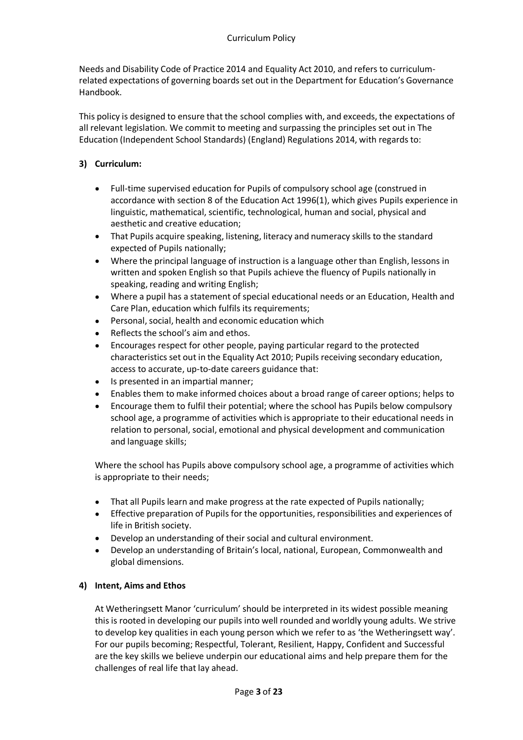Needs and Disability Code of Practice 2014 and Equality Act 2010, and refers to curriculum-related expectations of governing boards set out in the Department for Education's Governance Handbook.

This policy is designed to ensure that the school complies with, and exceeds, the expectations of all relevant legislation. We commit to meeting and surpassing the principles set out in The Education (Independent School Standards) (England) Regulations 2014, with regards to:

## 3) Curriculum:

- Full-time supervised education for Pupils of compulsory school age (construed in accordance with section 8 of the Education Act 1996(1), which gives Pupils experience in linguistic, mathematical, scientific, technological, human and social, physical and aesthetic and creative education;
- That Pupils acquire speaking, listening, literacy and numeracy skills to the standard expected of Pupils nationally;
- Where the principal language of instruction is a language other than English, lessons in written and spoken English so that Pupils achieve the fluency of Pupils nationally in speaking, reading and writing English;
- Where a pupil has a statement of special educational needs or an Education, Health and Care Plan, education which fulfils its requirements;
- Personal, social, health and economic education which
- Reflects the school's aim and ethos.
- Encourages respect for other people, paying particular regard to the protected characteristics set out in the Equality Act 2010; Pupils receiving secondary education, access to accurate, up-to-date careers guidance that:
- Is presented in an impartial manner;
- Enables them to make informed choices about a broad range of career options; helps to
- Encourage them to fulfil their potential; where the school has Pupils below compulsory school age, a programme of activities which is appropriate to their educational needs in relation to personal, social, emotional and physical development and communication and language skills;

Where the school has Pupils above compulsory school age, a programme of activities which is appropriate to their needs;

- That all Pupils learn and make progress at the rate expected of Pupils nationally;
- Effective preparation of Pupils for the opportunities, responsibilities and experiences of life in British society.
- Develop an understanding of their social and cultural environment.
- Develop an understanding of Britain's local, national, European, Commonwealth and global dimensions.

## 4) Intent, Aims and Ethos

At Wetheringsett Manor 'curriculum' should be interpreted in its widest possible meaning this is rooted in developing our pupils into well rounded and worldly young adults. We strive to develop key qualities in each young person which we refer to as 'the Wetheringsett way'. For our pupils becoming; Respectful, Tolerant, Resilient, Happy, Confident and Successful are the key skills we believe underpin our educational aims and help prepare them for the challenges of real life that lay ahead.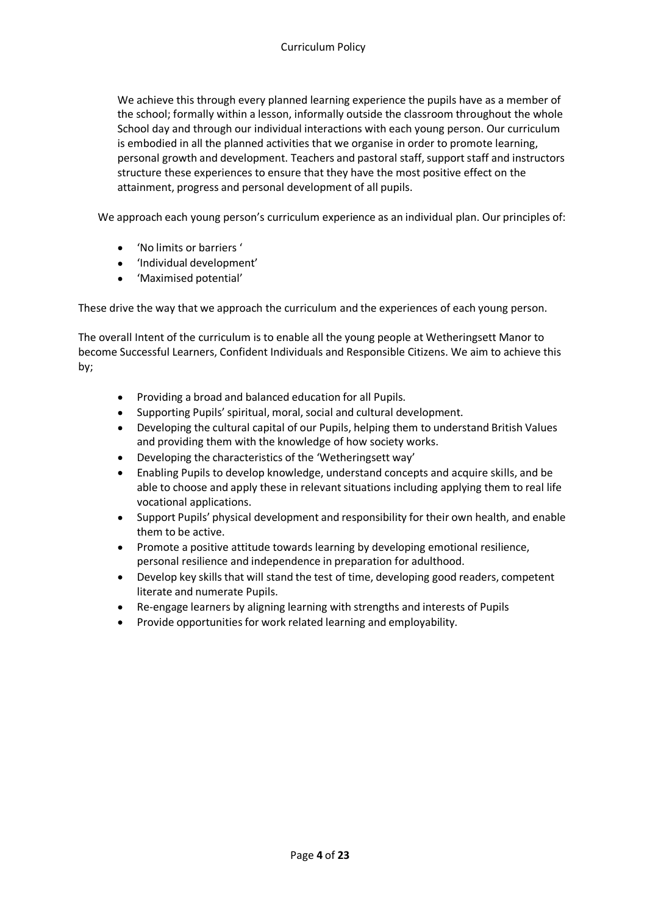We achieve this through every planned learning experience the pupils have as a member of the school; formally within a lesson, informally outside the classroom throughout the whole School day and through our individual interactions with each young person. Our curriculum is embodied in all the planned activities that we organise in order to promote learning, personal growth and development. Teachers and pastoral staff, support staff and instructors structure these experiences to ensure that they have the most positive effect on the attainment, progress and personal development of all pupils.

We approach each young person's curriculum experience as an individual plan. Our principles of:

- 'No limits or barriers '
- 'Individual development'
- 'Maximised potential'

These drive the way that we approach the curriculum and the experiences of each young person.

The overall Intent of the curriculum is to enable all the young people at Wetheringsett Manor to become Successful Learners, Confident Individuals and Responsible Citizens. We aim to achieve this by;

- Providing a broad and balanced education for all Pupils.
- Supporting Pupils' spiritual, moral, social and cultural development.
- Developing the cultural capital of our Pupils, helping them to understand British Values and providing them with the knowledge of how society works.
- Developing the characteristics of the 'Wetheringsett way'
- Enabling Pupils to develop knowledge, understand concepts and acquire skills, and be able to choose and apply these in relevant situations including applying them to real life vocational applications.
- Support Pupils' physical development and responsibility for their own health, and enable them to be active.
- Promote a positive attitude towards learning by developing emotional resilience, personal resilience and independence in preparation for adulthood.
- Develop key skills that will stand the test of time, developing good readers, competent literate and numerate Pupils.
- Re-engage learners by aligning learning with strengths and interests of Pupils
- Provide opportunities for work related learning and employability.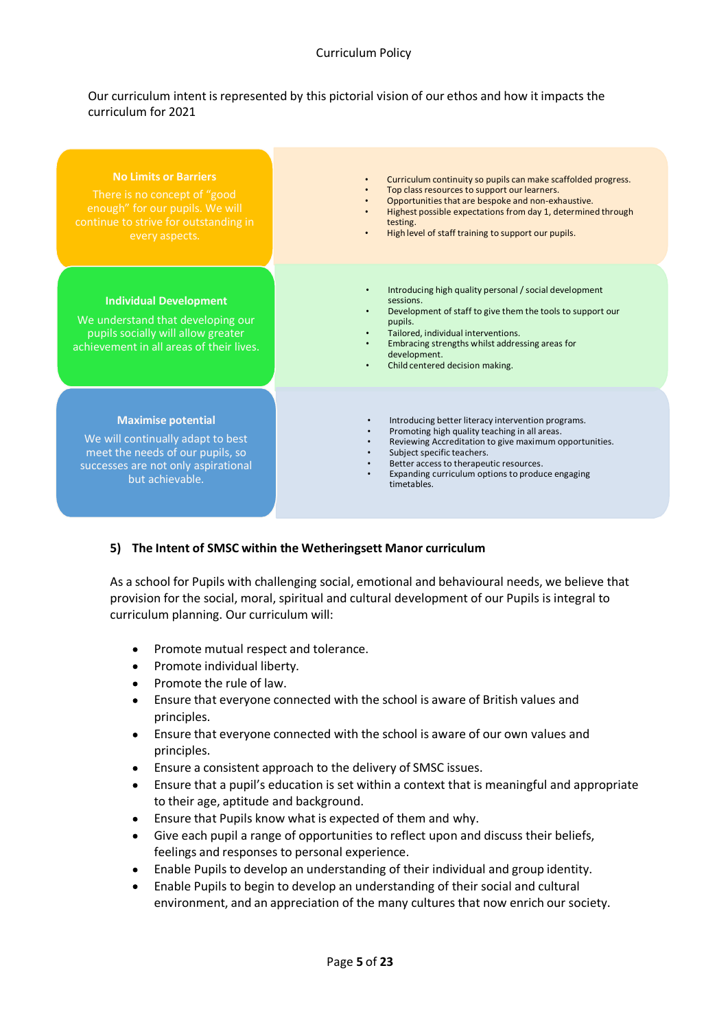Our curriculum intent is represented by this pictorial vision of our ethos and how it impacts the curriculum for 2021

| | |
|---|---|
| **No Limits or Barriers**<br>There is no concept of "good enough" for our pupils. We will continue to strive for outstanding in every aspects. | • Curriculum continuity so pupils can make scaffolded progress.<br>• Top class resources to support our learners.<br>• Opportunities that are bespoke and non-exhaustive.<br>• Highest possible expectations from day 1, determined through testing.<br>• High level of staff training to support our pupils. |
| **Individual Development**<br>We understand that developing our pupils socially will allow greater achievement in all areas of their lives. | • Introducing high quality personal / social development sessions.<br>• Development of staff to give them the tools to support our pupils.<br>• Tailored, individual interventions.<br>• Embracing strengths whilst addressing areas for development.<br>• Child centered decision making. |
| **Maximise potential**<br>We will continually adapt to best meet the needs of our pupils, so successes are not only aspirational but achievable. | • Introducing better literacy intervention programs.<br>• Promoting high quality teaching in all areas.<br>• Reviewing Accreditation to give maximum opportunities.<br>• Subject specific teachers.<br>• Better access to therapeutic resources.<br>• Expanding curriculum options to produce engaging timetables. |

## 5) The Intent of SMSC within the Wetheringsett Manor curriculum

As a school for Pupils with challenging social, emotional and behavioural needs, we believe that provision for the social, moral, spiritual and cultural development of our Pupils is integral to curriculum planning. Our curriculum will:

- Promote mutual respect and tolerance.
- Promote individual liberty.
- Promote the rule of law.
- Ensure that everyone connected with the school is aware of British values and principles.
- Ensure that everyone connected with the school is aware of our own values and principles.
- Ensure a consistent approach to the delivery of SMSC issues.
- Ensure that a pupil's education is set within a context that is meaningful and appropriate to their age, aptitude and background.
- Ensure that Pupils know what is expected of them and why.
- Give each pupil a range of opportunities to reflect upon and discuss their beliefs, feelings and responses to personal experience.
- Enable Pupils to develop an understanding of their individual and group identity.
- Enable Pupils to begin to develop an understanding of their social and cultural environment, and an appreciation of the many cultures that now enrich our society.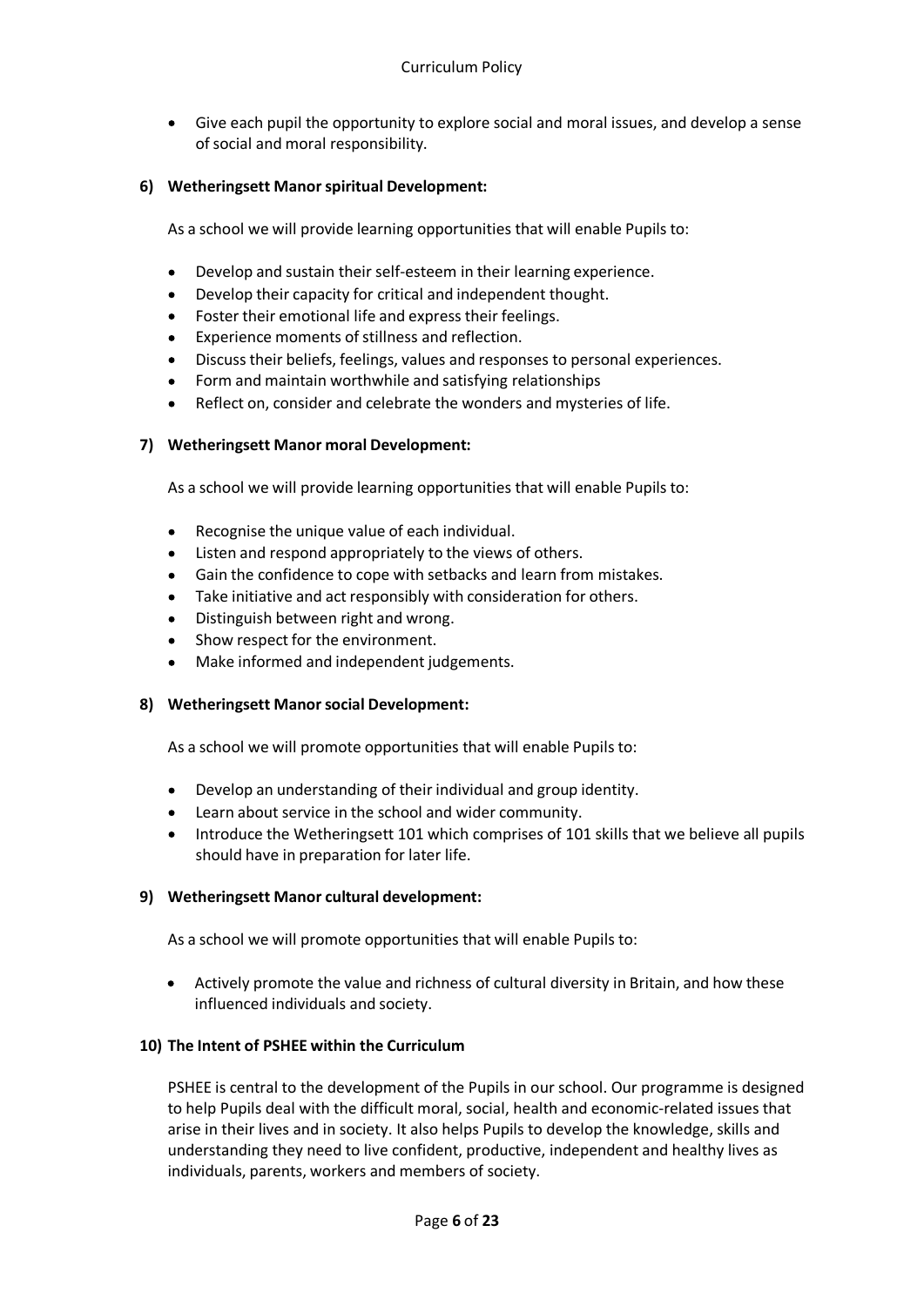- Give each pupil the opportunity to explore social and moral issues, and develop a sense of social and moral responsibility.

### 6) Wetheringsett Manor spiritual Development:

As a school we will provide learning opportunities that will enable Pupils to:

- Develop and sustain their self-esteem in their learning experience.
- Develop their capacity for critical and independent thought.
- Foster their emotional life and express their feelings.
- Experience moments of stillness and reflection.
- Discuss their beliefs, feelings, values and responses to personal experiences.
- Form and maintain worthwhile and satisfying relationships
- Reflect on, consider and celebrate the wonders and mysteries of life.

### 7) Wetheringsett Manor moral Development:

As a school we will provide learning opportunities that will enable Pupils to:

- Recognise the unique value of each individual.
- Listen and respond appropriately to the views of others.
- Gain the confidence to cope with setbacks and learn from mistakes.
- Take initiative and act responsibly with consideration for others.
- Distinguish between right and wrong.
- Show respect for the environment.
- Make informed and independent judgements.

### 8) Wetheringsett Manor social Development:

As a school we will promote opportunities that will enable Pupils to:

- Develop an understanding of their individual and group identity.
- Learn about service in the school and wider community.
- Introduce the Wetheringsett 101 which comprises of 101 skills that we believe all pupils should have in preparation for later life.

### 9) Wetheringsett Manor cultural development:

As a school we will promote opportunities that will enable Pupils to:

- Actively promote the value and richness of cultural diversity in Britain, and how these influenced individuals and society.

### 10) The Intent of PSHEE within the Curriculum

PSHEE is central to the development of the Pupils in our school. Our programme is designed to help Pupils deal with the difficult moral, social, health and economic-related issues that arise in their lives and in society. It also helps Pupils to develop the knowledge, skills and understanding they need to live confident, productive, independent and healthy lives as individuals, parents, workers and members of society.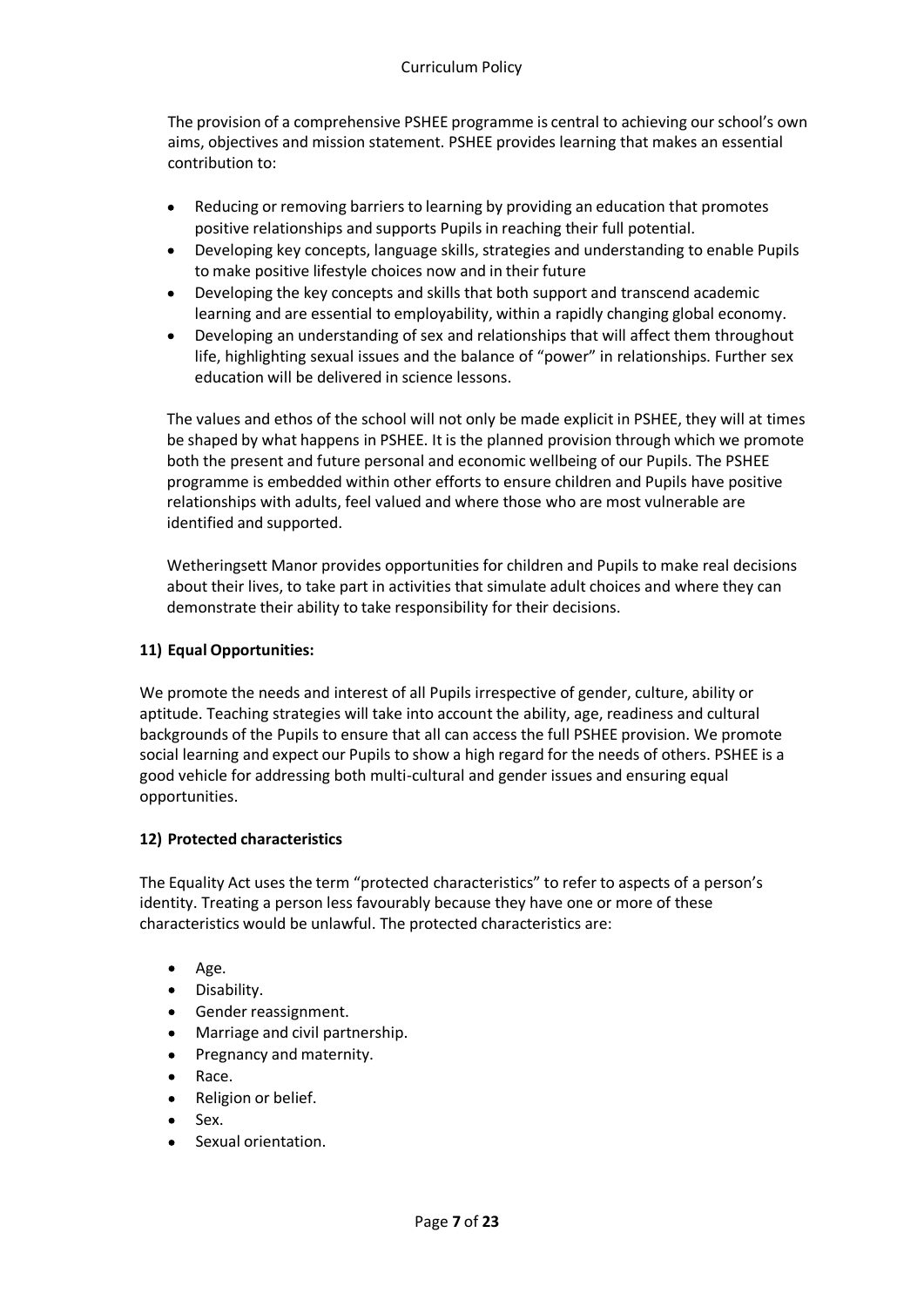The provision of a comprehensive PSHEE programme is central to achieving our school's own aims, objectives and mission statement. PSHEE provides learning that makes an essential contribution to:

- Reducing or removing barriers to learning by providing an education that promotes positive relationships and supports Pupils in reaching their full potential.
- Developing key concepts, language skills, strategies and understanding to enable Pupils to make positive lifestyle choices now and in their future
- Developing the key concepts and skills that both support and transcend academic learning and are essential to employability, within a rapidly changing global economy.
- Developing an understanding of sex and relationships that will affect them throughout life, highlighting sexual issues and the balance of "power" in relationships. Further sex education will be delivered in science lessons.

The values and ethos of the school will not only be made explicit in PSHEE, they will at times be shaped by what happens in PSHEE. It is the planned provision through which we promote both the present and future personal and economic wellbeing of our Pupils. The PSHEE programme is embedded within other efforts to ensure children and Pupils have positive relationships with adults, feel valued and where those who are most vulnerable are identified and supported.

Wetheringsett Manor provides opportunities for children and Pupils to make real decisions about their lives, to take part in activities that simulate adult choices and where they can demonstrate their ability to take responsibility for their decisions.

### 11) Equal Opportunities:

We promote the needs and interest of all Pupils irrespective of gender, culture, ability or aptitude. Teaching strategies will take into account the ability, age, readiness and cultural backgrounds of the Pupils to ensure that all can access the full PSHEE provision. We promote social learning and expect our Pupils to show a high regard for the needs of others. PSHEE is a good vehicle for addressing both multi-cultural and gender issues and ensuring equal opportunities.

### 12) Protected characteristics

The Equality Act uses the term "protected characteristics" to refer to aspects of a person's identity. Treating a person less favourably because they have one or more of these characteristics would be unlawful. The protected characteristics are:

- Age.
- Disability.
- Gender reassignment.
- Marriage and civil partnership.
- Pregnancy and maternity.
- Race.
- Religion or belief.
- Sex.
- Sexual orientation.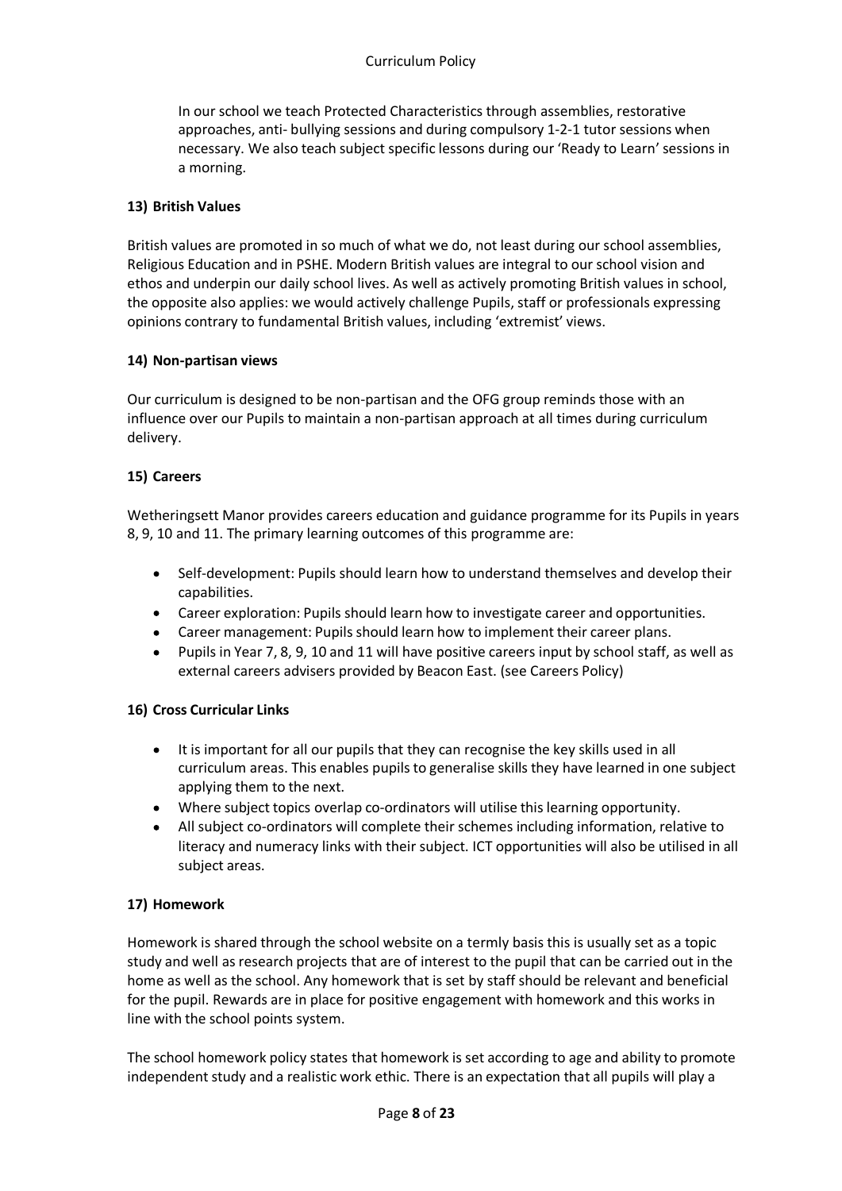In our school we teach Protected Characteristics through assemblies, restorative approaches, anti- bullying sessions and during compulsory 1-2-1 tutor sessions when necessary. We also teach subject specific lessons during our 'Ready to Learn' sessions in a morning.

### 13) British Values

British values are promoted in so much of what we do, not least during our school assemblies, Religious Education and in PSHE. Modern British values are integral to our school vision and ethos and underpin our daily school lives. As well as actively promoting British values in school, the opposite also applies: we would actively challenge Pupils, staff or professionals expressing opinions contrary to fundamental British values, including 'extremist' views.

### 14) Non-partisan views

Our curriculum is designed to be non-partisan and the OFG group reminds those with an influence over our Pupils to maintain a non-partisan approach at all times during curriculum delivery.

### 15) Careers

Wetheringsett Manor provides careers education and guidance programme for its Pupils in years 8, 9, 10 and 11. The primary learning outcomes of this programme are:

- Self-development: Pupils should learn how to understand themselves and develop their capabilities.
- Career exploration: Pupils should learn how to investigate career and opportunities.
- Career management: Pupils should learn how to implement their career plans.
- Pupils in Year 7, 8, 9, 10 and 11 will have positive careers input by school staff, as well as external careers advisers provided by Beacon East. (see Careers Policy)

### 16) Cross Curricular Links

- It is important for all our pupils that they can recognise the key skills used in all curriculum areas. This enables pupils to generalise skills they have learned in one subject applying them to the next.
- Where subject topics overlap co-ordinators will utilise this learning opportunity.
- All subject co-ordinators will complete their schemes including information, relative to literacy and numeracy links with their subject. ICT opportunities will also be utilised in all subject areas.

### 17) Homework

Homework is shared through the school website on a termly basis this is usually set as a topic study and well as research projects that are of interest to the pupil that can be carried out in the home as well as the school. Any homework that is set by staff should be relevant and beneficial for the pupil. Rewards are in place for positive engagement with homework and this works in line with the school points system.

The school homework policy states that homework is set according to age and ability to promote independent study and a realistic work ethic. There is an expectation that all pupils will play a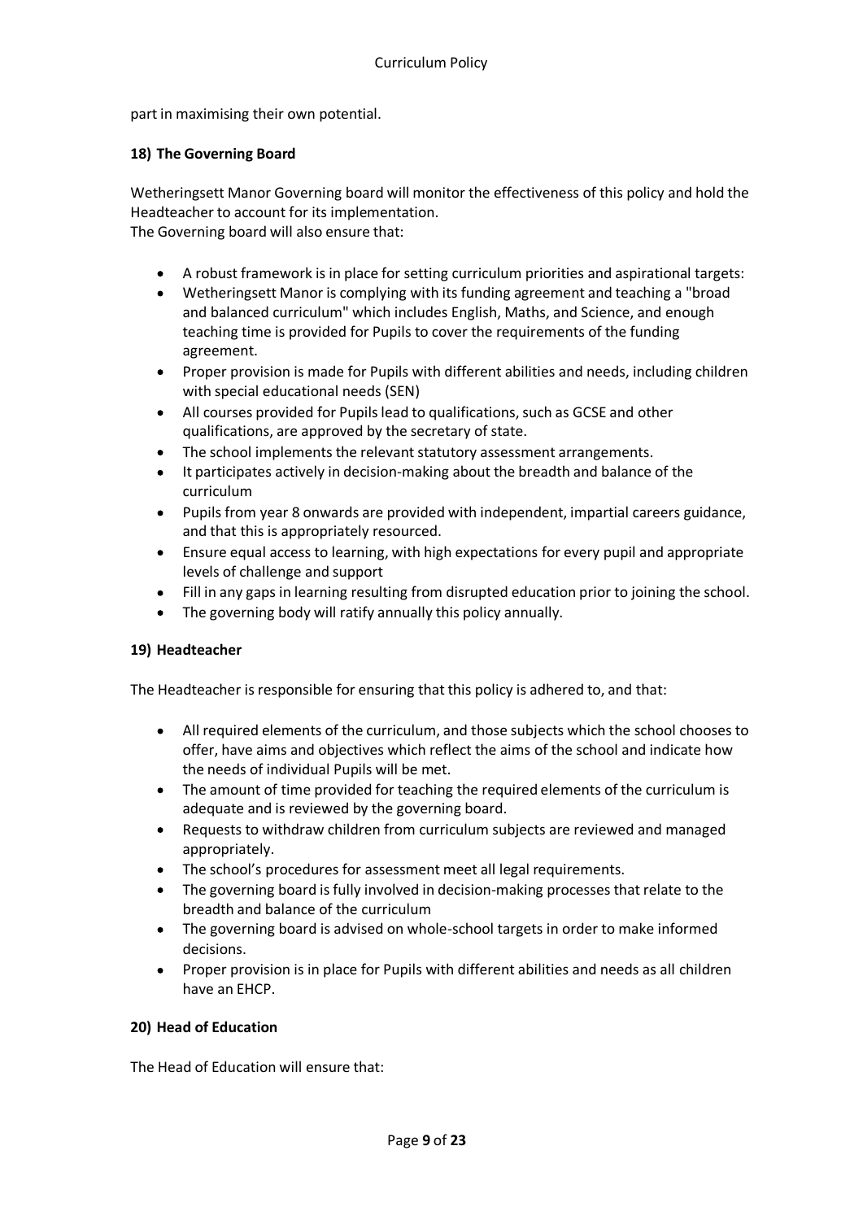part in maximising their own potential.

**18) The Governing Board**

Wetheringsett Manor Governing board will monitor the effectiveness of this policy and hold the Headteacher to account for its implementation.
The Governing board will also ensure that:

- A robust framework is in place for setting curriculum priorities and aspirational targets:
- Wetheringsett Manor is complying with its funding agreement and teaching a "broad and balanced curriculum" which includes English, Maths, and Science, and enough teaching time is provided for Pupils to cover the requirements of the funding agreement.
- Proper provision is made for Pupils with different abilities and needs, including children with special educational needs (SEN)
- All courses provided for Pupils lead to qualifications, such as GCSE and other qualifications, are approved by the secretary of state.
- The school implements the relevant statutory assessment arrangements.
- It participates actively in decision-making about the breadth and balance of the curriculum
- Pupils from year 8 onwards are provided with independent, impartial careers guidance, and that this is appropriately resourced.
- Ensure equal access to learning, with high expectations for every pupil and appropriate levels of challenge and support
- Fill in any gaps in learning resulting from disrupted education prior to joining the school.
- The governing body will ratify annually this policy annually.

**19) Headteacher**

The Headteacher is responsible for ensuring that this policy is adhered to, and that:

- All required elements of the curriculum, and those subjects which the school chooses to offer, have aims and objectives which reflect the aims of the school and indicate how the needs of individual Pupils will be met.
- The amount of time provided for teaching the required elements of the curriculum is adequate and is reviewed by the governing board.
- Requests to withdraw children from curriculum subjects are reviewed and managed appropriately.
- The school's procedures for assessment meet all legal requirements.
- The governing board is fully involved in decision-making processes that relate to the breadth and balance of the curriculum
- The governing board is advised on whole-school targets in order to make informed decisions.
- Proper provision is in place for Pupils with different abilities and needs as all children have an EHCP.

**20) Head of Education**

The Head of Education will ensure that: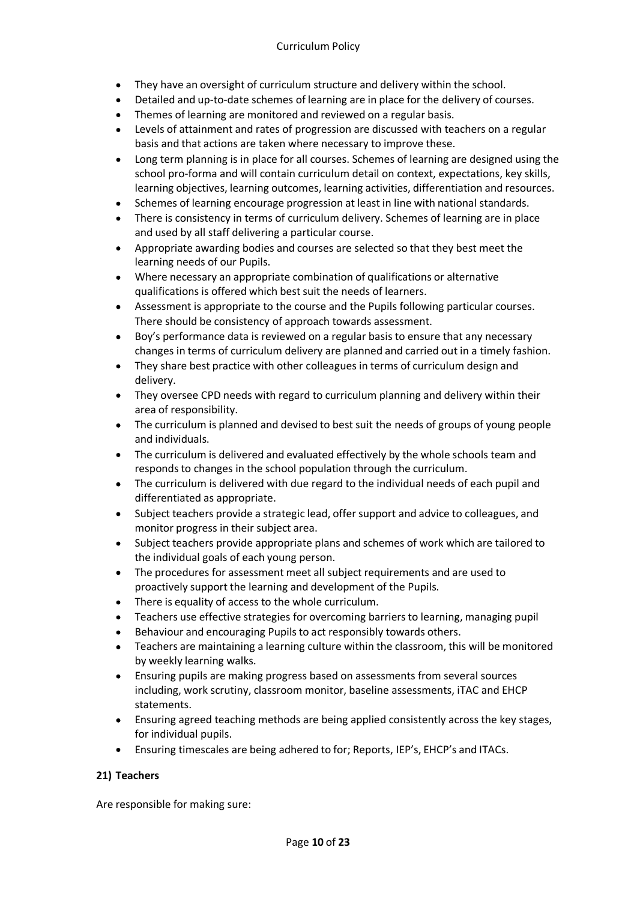- They have an oversight of curriculum structure and delivery within the school.
- Detailed and up-to-date schemes of learning are in place for the delivery of courses.
- Themes of learning are monitored and reviewed on a regular basis.
- Levels of attainment and rates of progression are discussed with teachers on a regular basis and that actions are taken where necessary to improve these.
- Long term planning is in place for all courses. Schemes of learning are designed using the school pro-forma and will contain curriculum detail on context, expectations, key skills, learning objectives, learning outcomes, learning activities, differentiation and resources.
- Schemes of learning encourage progression at least in line with national standards.
- There is consistency in terms of curriculum delivery. Schemes of learning are in place and used by all staff delivering a particular course.
- Appropriate awarding bodies and courses are selected so that they best meet the learning needs of our Pupils.
- Where necessary an appropriate combination of qualifications or alternative qualifications is offered which best suit the needs of learners.
- Assessment is appropriate to the course and the Pupils following particular courses. There should be consistency of approach towards assessment.
- Boy's performance data is reviewed on a regular basis to ensure that any necessary changes in terms of curriculum delivery are planned and carried out in a timely fashion.
- They share best practice with other colleagues in terms of curriculum design and delivery.
- They oversee CPD needs with regard to curriculum planning and delivery within their area of responsibility.
- The curriculum is planned and devised to best suit the needs of groups of young people and individuals.
- The curriculum is delivered and evaluated effectively by the whole schools team and responds to changes in the school population through the curriculum.
- The curriculum is delivered with due regard to the individual needs of each pupil and differentiated as appropriate.
- Subject teachers provide a strategic lead, offer support and advice to colleagues, and monitor progress in their subject area.
- Subject teachers provide appropriate plans and schemes of work which are tailored to the individual goals of each young person.
- The procedures for assessment meet all subject requirements and are used to proactively support the learning and development of the Pupils.
- There is equality of access to the whole curriculum.
- Teachers use effective strategies for overcoming barriers to learning, managing pupil
- Behaviour and encouraging Pupils to act responsibly towards others.
- Teachers are maintaining a learning culture within the classroom, this will be monitored by weekly learning walks.
- Ensuring pupils are making progress based on assessments from several sources including, work scrutiny, classroom monitor, baseline assessments, iTAC and EHCP statements.
- Ensuring agreed teaching methods are being applied consistently across the key stages, for individual pupils.
- Ensuring timescales are being adhered to for; Reports, IEP's, EHCP's and ITACs.

### 21) Teachers

Are responsible for making sure: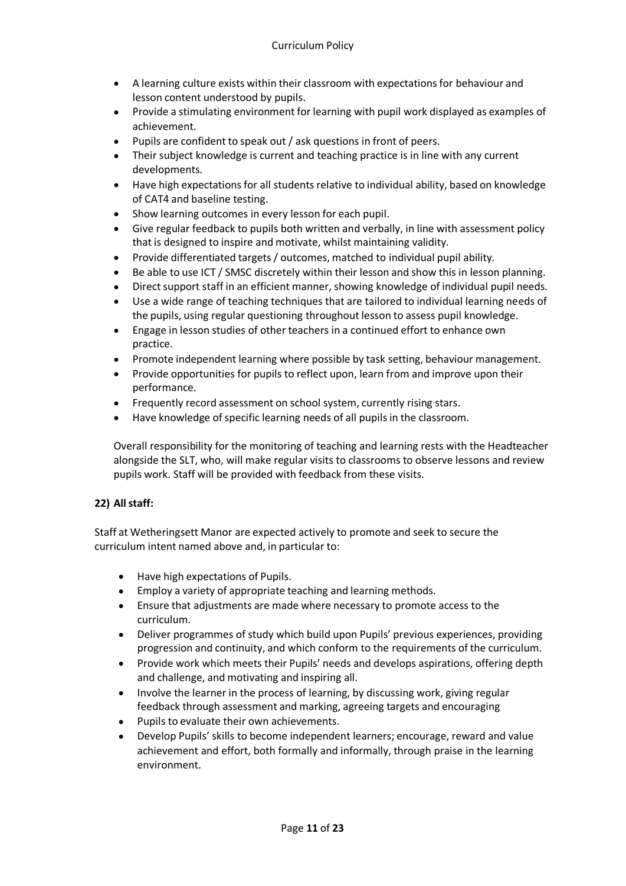- A learning culture exists within their classroom with expectations for behaviour and lesson content understood by pupils.
- Provide a stimulating environment for learning with pupil work displayed as examples of achievement.
- Pupils are confident to speak out / ask questions in front of peers.
- Their subject knowledge is current and teaching practice is in line with any current developments.
- Have high expectations for all students relative to individual ability, based on knowledge of CAT4 and baseline testing.
- Show learning outcomes in every lesson for each pupil.
- Give regular feedback to pupils both written and verbally, in line with assessment policy that is designed to inspire and motivate, whilst maintaining validity.
- Provide differentiated targets / outcomes, matched to individual pupil ability.
- Be able to use ICT / SMSC discretely within their lesson and show this in lesson planning.
- Direct support staff in an efficient manner, showing knowledge of individual pupil needs.
- Use a wide range of teaching techniques that are tailored to individual learning needs of the pupils, using regular questioning throughout lesson to assess pupil knowledge.
- Engage in lesson studies of other teachers in a continued effort to enhance own practice.
- Promote independent learning where possible by task setting, behaviour management.
- Provide opportunities for pupils to reflect upon, learn from and improve upon their performance.
- Frequently record assessment on school system, currently rising stars.
- Have knowledge of specific learning needs of all pupils in the classroom.

Overall responsibility for the monitoring of teaching and learning rests with the Headteacher alongside the SLT, who, will make regular visits to classrooms to observe lessons and review pupils work. Staff will be provided with feedback from these visits.

### 22) All staff:

Staff at Wetheringsett Manor are expected actively to promote and seek to secure the curriculum intent named above and, in particular to:

- Have high expectations of Pupils.
- Employ a variety of appropriate teaching and learning methods.
- Ensure that adjustments are made where necessary to promote access to the curriculum.
- Deliver programmes of study which build upon Pupils' previous experiences, providing progression and continuity, and which conform to the requirements of the curriculum.
- Provide work which meets their Pupils' needs and develops aspirations, offering depth and challenge, and motivating and inspiring all.
- Involve the learner in the process of learning, by discussing work, giving regular feedback through assessment and marking, agreeing targets and encouraging
- Pupils to evaluate their own achievements.
- Develop Pupils' skills to become independent learners; encourage, reward and value achievement and effort, both formally and informally, through praise in the learning environment.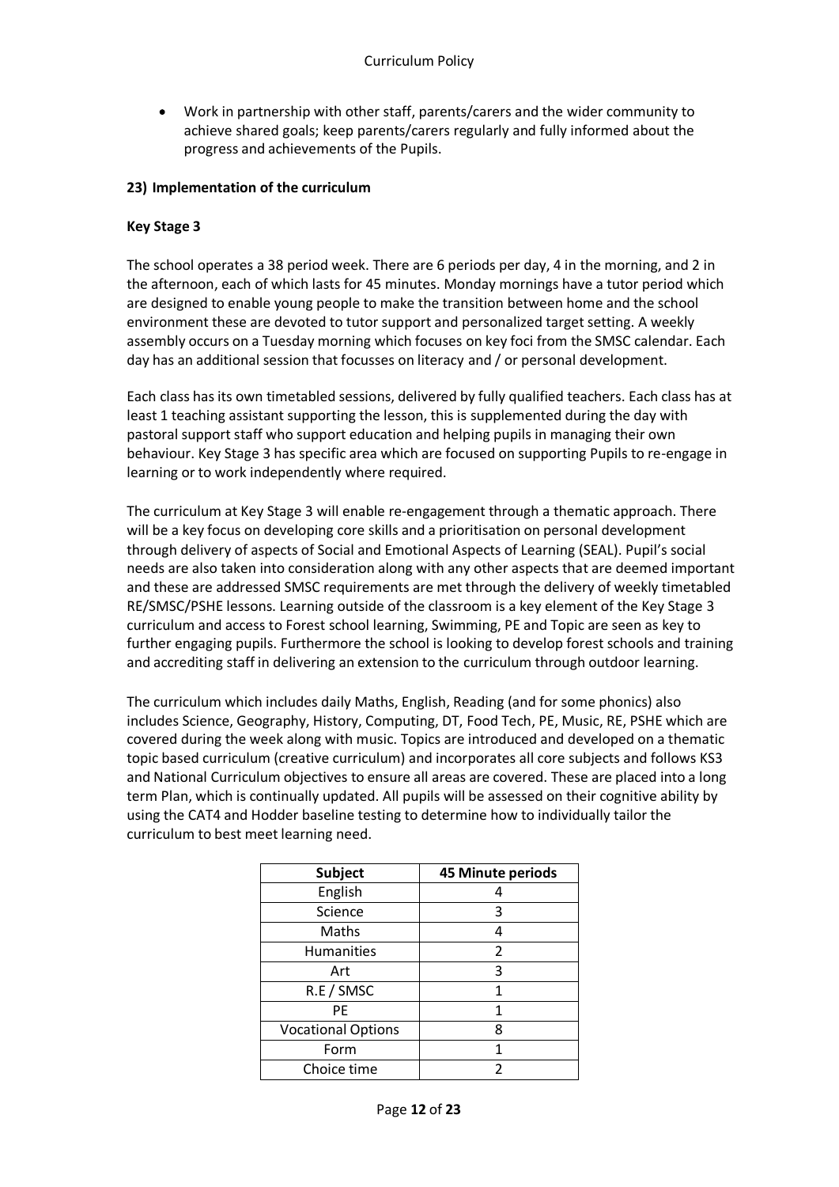- Work in partnership with other staff, parents/carers and the wider community to achieve shared goals; keep parents/carers regularly and fully informed about the progress and achievements of the Pupils.

### 23) Implementation of the curriculum

**Key Stage 3**

The school operates a 38 period week. There are 6 periods per day, 4 in the morning, and 2 in the afternoon, each of which lasts for 45 minutes. Monday mornings have a tutor period which are designed to enable young people to make the transition between home and the school environment these are devoted to tutor support and personalized target setting. A weekly assembly occurs on a Tuesday morning which focuses on key foci from the SMSC calendar. Each day has an additional session that focusses on literacy and / or personal development.

Each class has its own timetabled sessions, delivered by fully qualified teachers. Each class has at least 1 teaching assistant supporting the lesson, this is supplemented during the day with pastoral support staff who support education and helping pupils in managing their own behaviour. Key Stage 3 has specific area which are focused on supporting Pupils to re-engage in learning or to work independently where required.

The curriculum at Key Stage 3 will enable re-engagement through a thematic approach. There will be a key focus on developing core skills and a prioritisation on personal development through delivery of aspects of Social and Emotional Aspects of Learning (SEAL). Pupil's social needs are also taken into consideration along with any other aspects that are deemed important and these are addressed SMSC requirements are met through the delivery of weekly timetabled RE/SMSC/PSHE lessons. Learning outside of the classroom is a key element of the Key Stage 3 curriculum and access to Forest school learning, Swimming, PE and Topic are seen as key to further engaging pupils. Furthermore the school is looking to develop forest schools and training and accrediting staff in delivering an extension to the curriculum through outdoor learning.

The curriculum which includes daily Maths, English, Reading (and for some phonics) also includes Science, Geography, History, Computing, DT, Food Tech, PE, Music, RE, PSHE which are covered during the week along with music. Topics are introduced and developed on a thematic topic based curriculum (creative curriculum) and incorporates all core subjects and follows KS3 and National Curriculum objectives to ensure all areas are covered. These are placed into a long term Plan, which is continually updated. All pupils will be assessed on their cognitive ability by using the CAT4 and Hodder baseline testing to determine how to individually tailor the curriculum to best meet learning need.

| Subject | 45 Minute periods |
|---|---|
| English | 4 |
| Science | 3 |
| Maths | 4 |
| Humanities | 2 |
| Art | 3 |
| R.E / SMSC | 1 |
| PE | 1 |
| Vocational Options | 8 |
| Form | 1 |
| Choice time | 2 |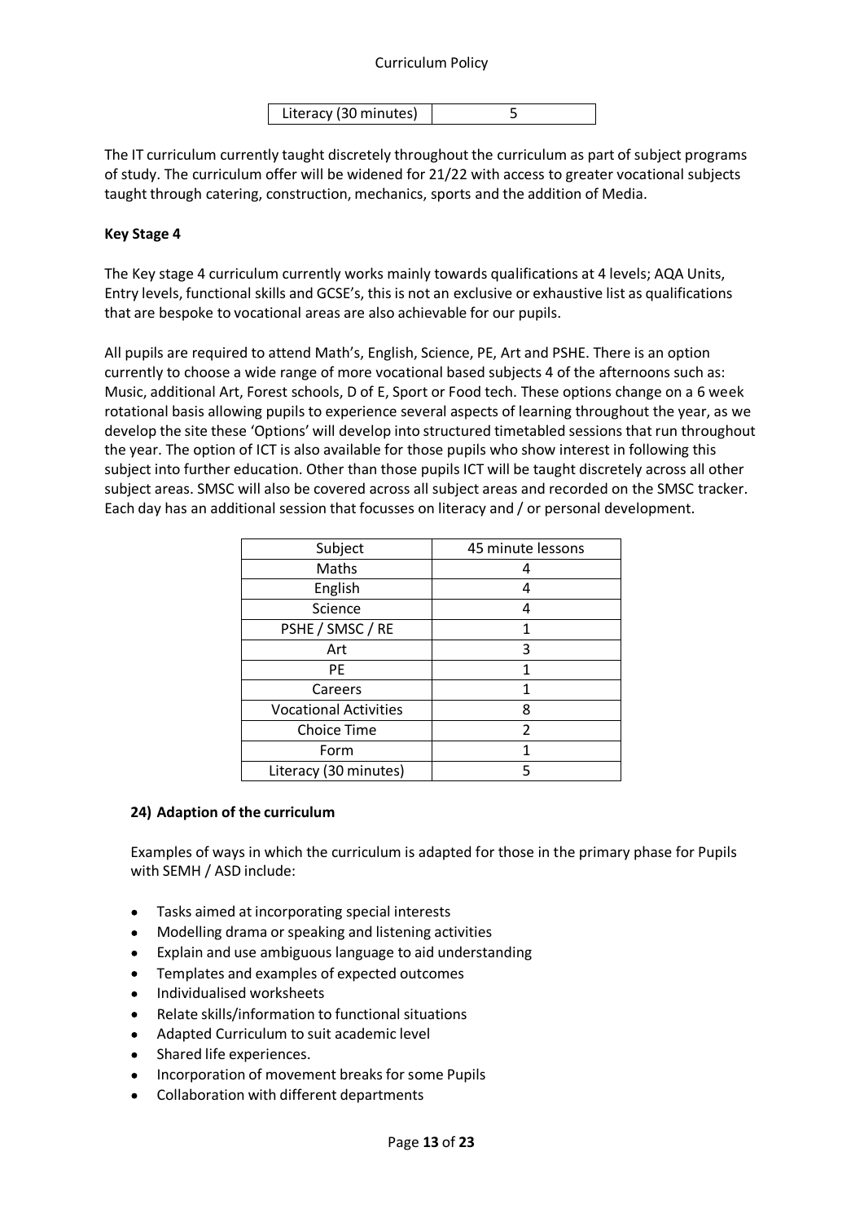| Literacy (30 minutes) | 5 |
|---|---|

The IT curriculum currently taught discretely throughout the curriculum as part of subject programs of study. The curriculum offer will be widened for 21/22 with access to greater vocational subjects taught through catering, construction, mechanics, sports and the addition of Media.

**Key Stage 4**

The Key stage 4 curriculum currently works mainly towards qualifications at 4 levels; AQA Units, Entry levels, functional skills and GCSE's, this is not an exclusive or exhaustive list as qualifications that are bespoke to vocational areas are also achievable for our pupils.

All pupils are required to attend Math's, English, Science, PE, Art and PSHE. There is an option currently to choose a wide range of more vocational based subjects 4 of the afternoons such as: Music, additional Art, Forest schools, D of E, Sport or Food tech. These options change on a 6 week rotational basis allowing pupils to experience several aspects of learning throughout the year, as we develop the site these 'Options' will develop into structured timetabled sessions that run throughout the year. The option of ICT is also available for those pupils who show interest in following this subject into further education. Other than those pupils ICT will be taught discretely across all other subject areas. SMSC will also be covered across all subject areas and recorded on the SMSC tracker. Each day has an additional session that focusses on literacy and / or personal development.

| Subject | 45 minute lessons |
|---|---|
| Maths | 4 |
| English | 4 |
| Science | 4 |
| PSHE / SMSC / RE | 1 |
| Art | 3 |
| PE | 1 |
| Careers | 1 |
| Vocational Activities | 8 |
| Choice Time | 2 |
| Form | 1 |
| Literacy (30 minutes) | 5 |

**24) Adaption of the curriculum**

Examples of ways in which the curriculum is adapted for those in the primary phase for Pupils with SEMH / ASD include:

- Tasks aimed at incorporating special interests
- Modelling drama or speaking and listening activities
- Explain and use ambiguous language to aid understanding
- Templates and examples of expected outcomes
- Individualised worksheets
- Relate skills/information to functional situations
- Adapted Curriculum to suit academic level
- Shared life experiences.
- Incorporation of movement breaks for some Pupils
- Collaboration with different departments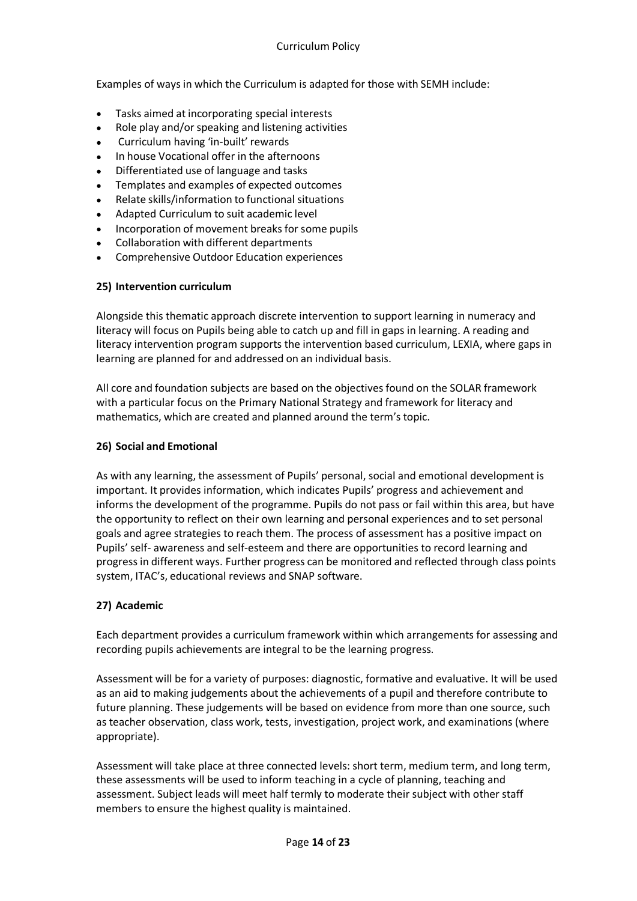Examples of ways in which the Curriculum is adapted for those with SEMH include:

- Tasks aimed at incorporating special interests
- Role play and/or speaking and listening activities
- Curriculum having 'in-built' rewards
- In house Vocational offer in the afternoons
- Differentiated use of language and tasks
- Templates and examples of expected outcomes
- Relate skills/information to functional situations
- Adapted Curriculum to suit academic level
- Incorporation of movement breaks for some pupils
- Collaboration with different departments
- Comprehensive Outdoor Education experiences

### 25) Intervention curriculum

Alongside this thematic approach discrete intervention to support learning in numeracy and literacy will focus on Pupils being able to catch up and fill in gaps in learning. A reading and literacy intervention program supports the intervention based curriculum, LEXIA, where gaps in learning are planned for and addressed on an individual basis.

All core and foundation subjects are based on the objectives found on the SOLAR framework with a particular focus on the Primary National Strategy and framework for literacy and mathematics, which are created and planned around the term's topic.

### 26) Social and Emotional

As with any learning, the assessment of Pupils' personal, social and emotional development is important. It provides information, which indicates Pupils' progress and achievement and informs the development of the programme. Pupils do not pass or fail within this area, but have the opportunity to reflect on their own learning and personal experiences and to set personal goals and agree strategies to reach them. The process of assessment has a positive impact on Pupils' self- awareness and self-esteem and there are opportunities to record learning and progress in different ways. Further progress can be monitored and reflected through class points system, ITAC's, educational reviews and SNAP software.

### 27) Academic

Each department provides a curriculum framework within which arrangements for assessing and recording pupils achievements are integral to be the learning progress.

Assessment will be for a variety of purposes: diagnostic, formative and evaluative. It will be used as an aid to making judgements about the achievements of a pupil and therefore contribute to future planning. These judgements will be based on evidence from more than one source, such as teacher observation, class work, tests, investigation, project work, and examinations (where appropriate).

Assessment will take place at three connected levels: short term, medium term, and long term, these assessments will be used to inform teaching in a cycle of planning, teaching and assessment. Subject leads will meet half termly to moderate their subject with other staff members to ensure the highest quality is maintained.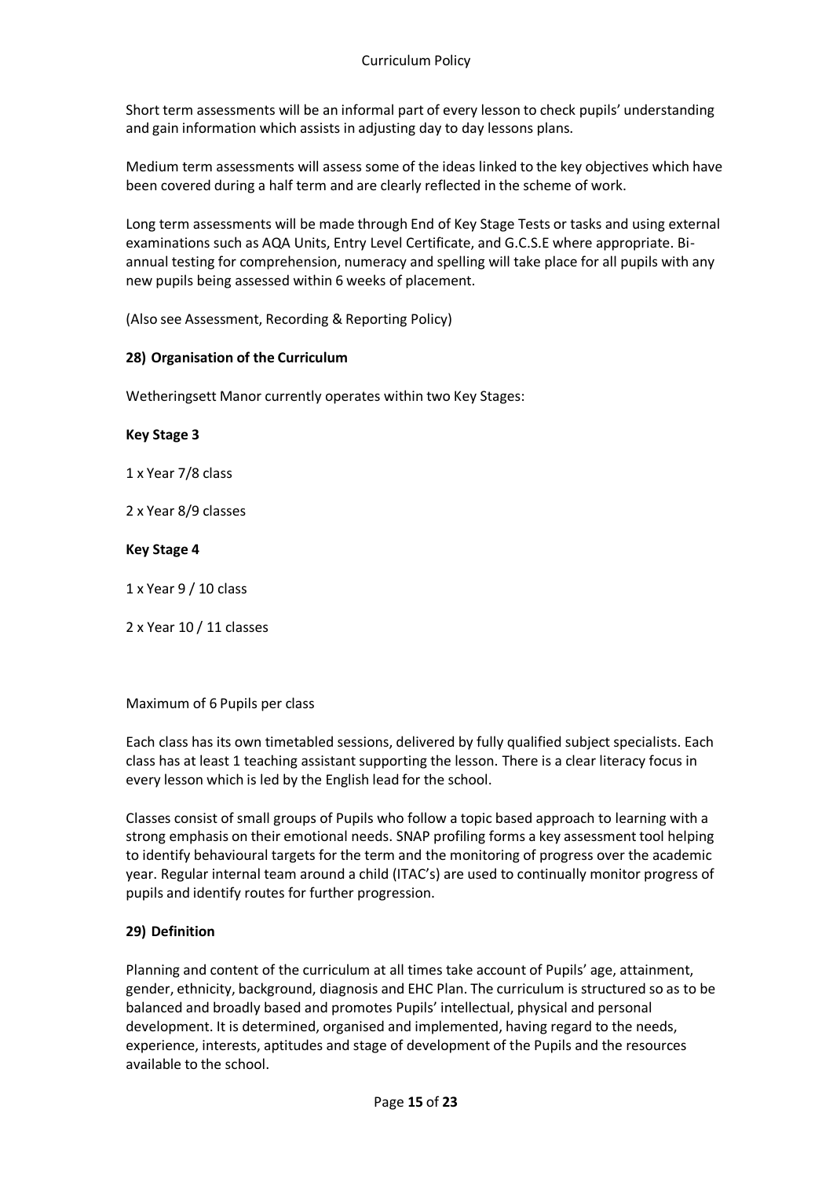Short term assessments will be an informal part of every lesson to check pupils' understanding and gain information which assists in adjusting day to day lessons plans.

Medium term assessments will assess some of the ideas linked to the key objectives which have been covered during a half term and are clearly reflected in the scheme of work.

Long term assessments will be made through End of Key Stage Tests or tasks and using external examinations such as AQA Units, Entry Level Certificate, and G.C.S.E where appropriate. Bi-annual testing for comprehension, numeracy and spelling will take place for all pupils with any new pupils being assessed within 6 weeks of placement.

(Also see Assessment, Recording & Reporting Policy)

## 28) Organisation of the Curriculum

Wetheringsett Manor currently operates within two Key Stages:

**Key Stage 3**

1 x Year 7/8 class

2 x Year 8/9 classes

**Key Stage 4**

1 x Year 9 / 10 class

2 x Year 10 / 11 classes

Maximum of 6 Pupils per class

Each class has its own timetabled sessions, delivered by fully qualified subject specialists. Each class has at least 1 teaching assistant supporting the lesson. There is a clear literacy focus in every lesson which is led by the English lead for the school.

Classes consist of small groups of Pupils who follow a topic based approach to learning with a strong emphasis on their emotional needs. SNAP profiling forms a key assessment tool helping to identify behavioural targets for the term and the monitoring of progress over the academic year. Regular internal team around a child (ITAC's) are used to continually monitor progress of pupils and identify routes for further progression.

## 29) Definition

Planning and content of the curriculum at all times take account of Pupils' age, attainment, gender, ethnicity, background, diagnosis and EHC Plan. The curriculum is structured so as to be balanced and broadly based and promotes Pupils' intellectual, physical and personal development. It is determined, organised and implemented, having regard to the needs, experience, interests, aptitudes and stage of development of the Pupils and the resources available to the school.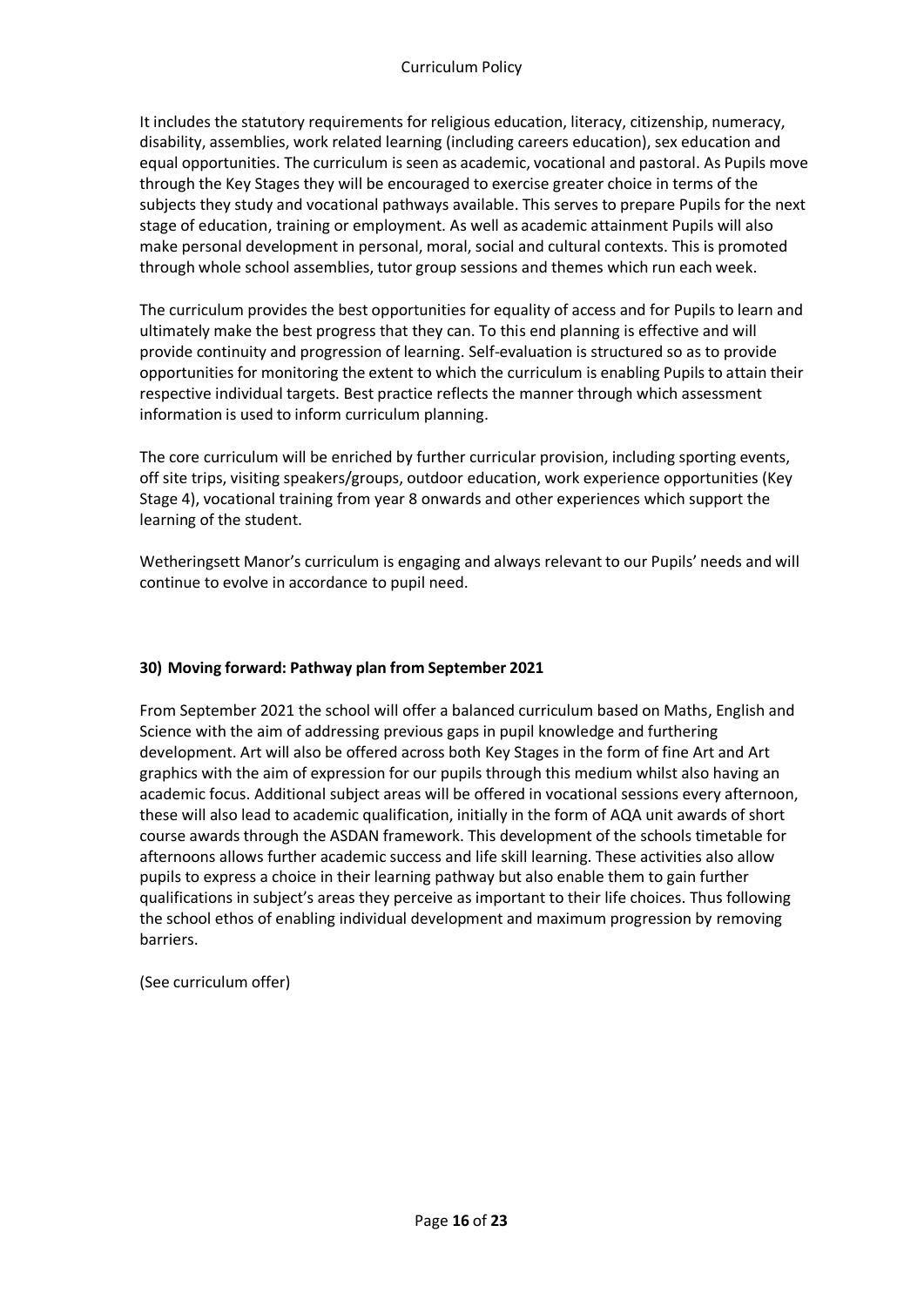It includes the statutory requirements for religious education, literacy, citizenship, numeracy, disability, assemblies, work related learning (including careers education), sex education and equal opportunities. The curriculum is seen as academic, vocational and pastoral. As Pupils move through the Key Stages they will be encouraged to exercise greater choice in terms of the subjects they study and vocational pathways available. This serves to prepare Pupils for the next stage of education, training or employment. As well as academic attainment Pupils will also make personal development in personal, moral, social and cultural contexts. This is promoted through whole school assemblies, tutor group sessions and themes which run each week.

The curriculum provides the best opportunities for equality of access and for Pupils to learn and ultimately make the best progress that they can. To this end planning is effective and will provide continuity and progression of learning. Self-evaluation is structured so as to provide opportunities for monitoring the extent to which the curriculum is enabling Pupils to attain their respective individual targets. Best practice reflects the manner through which assessment information is used to inform curriculum planning.

The core curriculum will be enriched by further curricular provision, including sporting events, off site trips, visiting speakers/groups, outdoor education, work experience opportunities (Key Stage 4), vocational training from year 8 onwards and other experiences which support the learning of the student.

Wetheringsett Manor's curriculum is engaging and always relevant to our Pupils' needs and will continue to evolve in accordance to pupil need.

### 30) Moving forward: Pathway plan from September 2021

From September 2021 the school will offer a balanced curriculum based on Maths, English and Science with the aim of addressing previous gaps in pupil knowledge and furthering development. Art will also be offered across both Key Stages in the form of fine Art and Art graphics with the aim of expression for our pupils through this medium whilst also having an academic focus. Additional subject areas will be offered in vocational sessions every afternoon, these will also lead to academic qualification, initially in the form of AQA unit awards of short course awards through the ASDAN framework. This development of the schools timetable for afternoons allows further academic success and life skill learning. These activities also allow pupils to express a choice in their learning pathway but also enable them to gain further qualifications in subject's areas they perceive as important to their life choices. Thus following the school ethos of enabling individual development and maximum progression by removing barriers.

(See curriculum offer)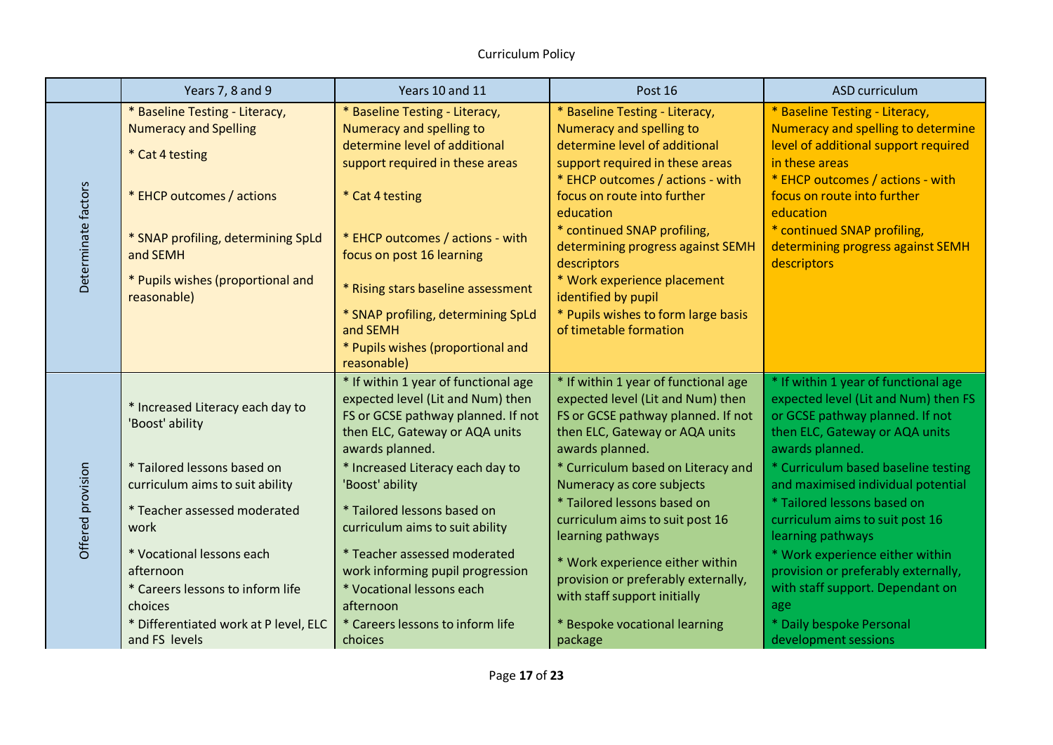| | Years 7, 8 and 9 | Years 10 and 11 | Post 16 | ASD curriculum |
|---|---|---|---|---|
| Determinate factors | * Baseline Testing - Literacy, Numeracy and Spelling<br>* Cat 4 testing<br>* EHCP outcomes / actions<br>* SNAP profiling, determining SpLd and SEMH<br>* Pupils wishes (proportional and reasonable) | * Baseline Testing - Literacy, Numeracy and spelling to determine level of additional support required in these areas<br>* Cat 4 testing<br>* EHCP outcomes / actions - with focus on post 16 learning<br>* Rising stars baseline assessment<br>* SNAP profiling, determining SpLd and SEMH<br>* Pupils wishes (proportional and reasonable) | * Baseline Testing - Literacy, Numeracy and spelling to determine level of additional support required in these areas<br>* EHCP outcomes / actions - with focus on route into further education<br>* continued SNAP profiling, determining progress against SEMH descriptors<br>* Work experience placement identified by pupil<br>* Pupils wishes to form large basis of timetable formation | * Baseline Testing - Literacy, Numeracy and spelling to determine level of additional support required in these areas<br>* EHCP outcomes / actions - with focus on route into further education<br>* continued SNAP profiling, determining progress against SEMH descriptors |
| Offered provision | * Increased Literacy each day to 'Boost' ability<br>* Tailored lessons based on curriculum aims to suit ability<br>* Teacher assessed moderated work<br>* Vocational lessons each afternoon<br>* Careers lessons to inform life choices<br>* Differentiated work at P level, ELC and FS levels | * If within 1 year of functional age expected level (Lit and Num) then FS or GCSE pathway planned. If not then ELC, Gateway or AQA units awards planned.<br>* Increased Literacy each day to 'Boost' ability<br>* Tailored lessons based on curriculum aims to suit ability<br>* Teacher assessed moderated work informing pupil progression<br>* Vocational lessons each afternoon<br>* Careers lessons to inform life choices | * If within 1 year of functional age expected level (Lit and Num) then FS or GCSE pathway planned. If not then ELC, Gateway or AQA units awards planned.<br>* Curriculum based on Literacy and Numeracy as core subjects<br>* Tailored lessons based on curriculum aims to suit post 16 learning pathways<br>* Work experience either within provision or preferably externally, with staff support initially<br>* Bespoke vocational learning package | * If within 1 year of functional age expected level (Lit and Num) then FS or GCSE pathway planned. If not then ELC, Gateway or AQA units awards planned.<br>* Curriculum based baseline testing and maximised individual potential<br>* Tailored lessons based on curriculum aims to suit post 16 learning pathways<br>* Work experience either within provision or preferably externally, with staff support. Dependant on age<br>* Daily bespoke Personal development sessions |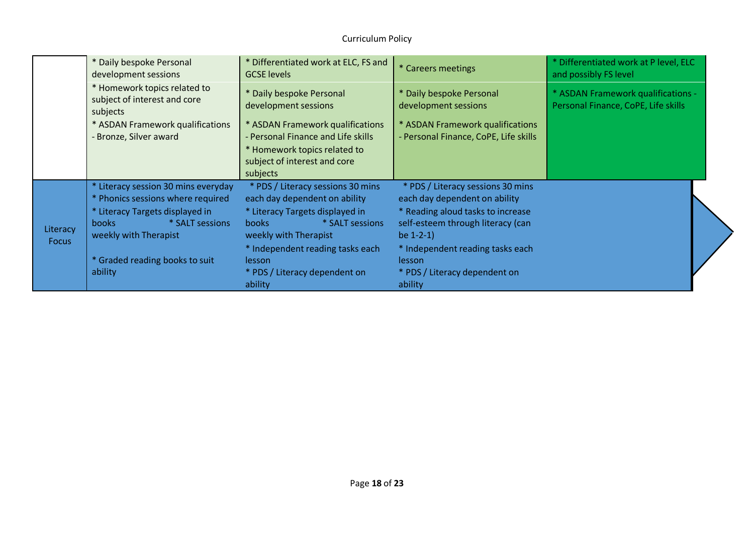| | | | | |
|---|---|---|---|---|
| | * Daily bespoke Personal development sessions<br>* Homework topics related to subject of interest and core subjects<br>* ASDAN Framework qualifications - Bronze, Silver award | * Differentiated work at ELC, FS and GCSE levels<br>* Daily bespoke Personal development sessions<br>* ASDAN Framework qualifications - Personal Finance and Life skills<br>* Homework topics related to subject of interest and core subjects | * Careers meetings<br>* Daily bespoke Personal development sessions<br>* ASDAN Framework qualifications - Personal Finance, CoPE, Life skills | * Differentiated work at P level, ELC and possibly FS level<br>* ASDAN Framework qualifications - Personal Finance, CoPE, Life skills |
| Literacy Focus | * Literacy session 30 mins everyday<br>* Phonics sessions where required<br>* Literacy Targets displayed in books<br>* SALT sessions weekly with Therapist<br>* Graded reading books to suit ability | * PDS / Literacy sessions 30 mins each day dependent on ability<br>* Literacy Targets displayed in books<br>* SALT sessions weekly with Therapist<br>* Independent reading tasks each lesson<br>* PDS / Literacy dependent on ability | * PDS / Literacy sessions 30 mins each day dependent on ability<br>* Reading aloud tasks to increase self-esteem through literacy (can be 1-2-1)<br>* Independent reading tasks each lesson<br>* PDS / Literacy dependent on ability | |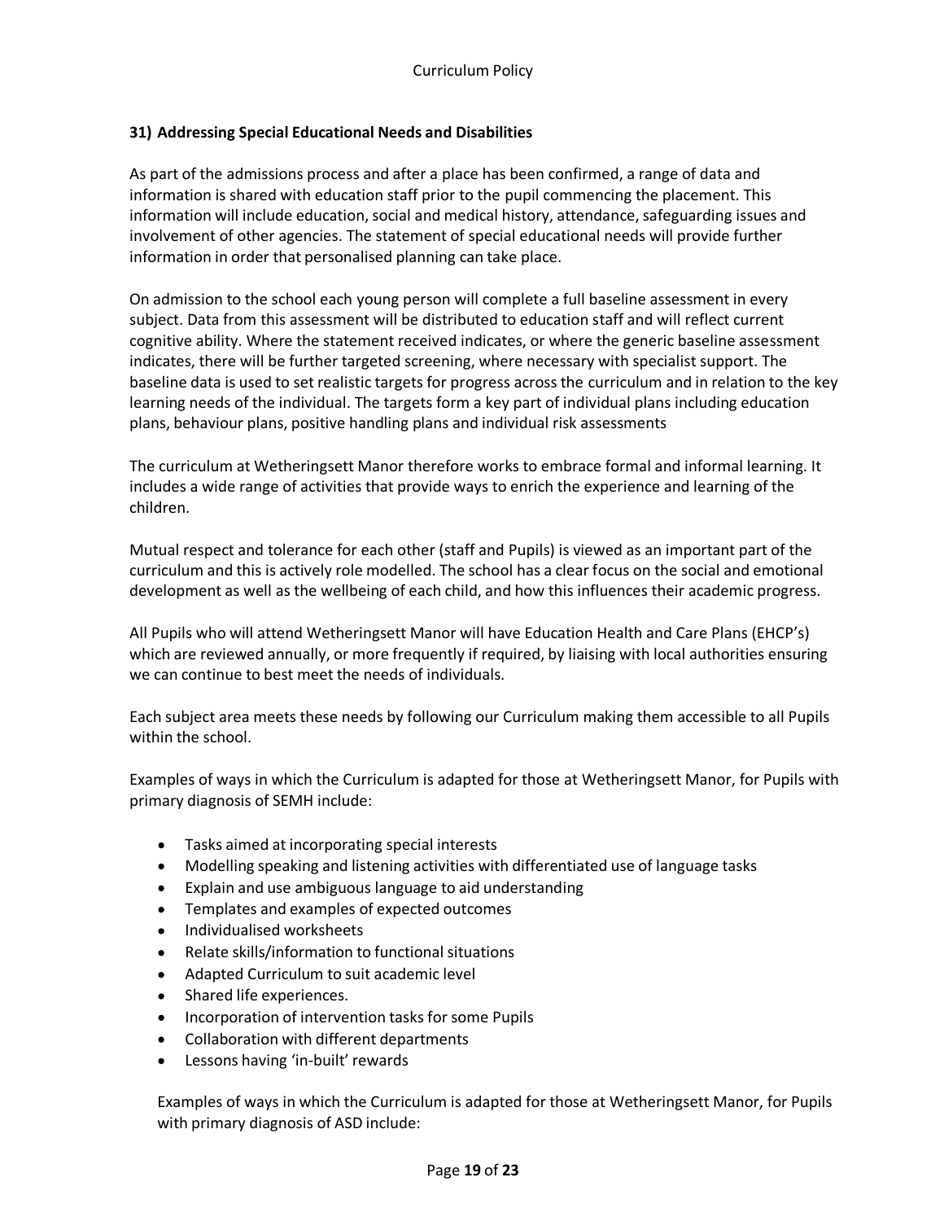### 31) Addressing Special Educational Needs and Disabilities

As part of the admissions process and after a place has been confirmed, a range of data and information is shared with education staff prior to the pupil commencing the placement. This information will include education, social and medical history, attendance, safeguarding issues and involvement of other agencies. The statement of special educational needs will provide further information in order that personalised planning can take place.

On admission to the school each young person will complete a full baseline assessment in every subject. Data from this assessment will be distributed to education staff and will reflect current cognitive ability. Where the statement received indicates, or where the generic baseline assessment indicates, there will be further targeted screening, where necessary with specialist support. The baseline data is used to set realistic targets for progress across the curriculum and in relation to the key learning needs of the individual. The targets form a key part of individual plans including education plans, behaviour plans, positive handling plans and individual risk assessments

The curriculum at Wetheringsett Manor therefore works to embrace formal and informal learning. It includes a wide range of activities that provide ways to enrich the experience and learning of the children.

Mutual respect and tolerance for each other (staff and Pupils) is viewed as an important part of the curriculum and this is actively role modelled. The school has a clear focus on the social and emotional development as well as the wellbeing of each child, and how this influences their academic progress.

All Pupils who will attend Wetheringsett Manor will have Education Health and Care Plans (EHCP's) which are reviewed annually, or more frequently if required, by liaising with local authorities ensuring we can continue to best meet the needs of individuals.

Each subject area meets these needs by following our Curriculum making them accessible to all Pupils within the school.

Examples of ways in which the Curriculum is adapted for those at Wetheringsett Manor, for Pupils with primary diagnosis of SEMH include:

- Tasks aimed at incorporating special interests
- Modelling speaking and listening activities with differentiated use of language tasks
- Explain and use ambiguous language to aid understanding
- Templates and examples of expected outcomes
- Individualised worksheets
- Relate skills/information to functional situations
- Adapted Curriculum to suit academic level
- Shared life experiences.
- Incorporation of intervention tasks for some Pupils
- Collaboration with different departments
- Lessons having 'in-built' rewards

Examples of ways in which the Curriculum is adapted for those at Wetheringsett Manor, for Pupils with primary diagnosis of ASD include: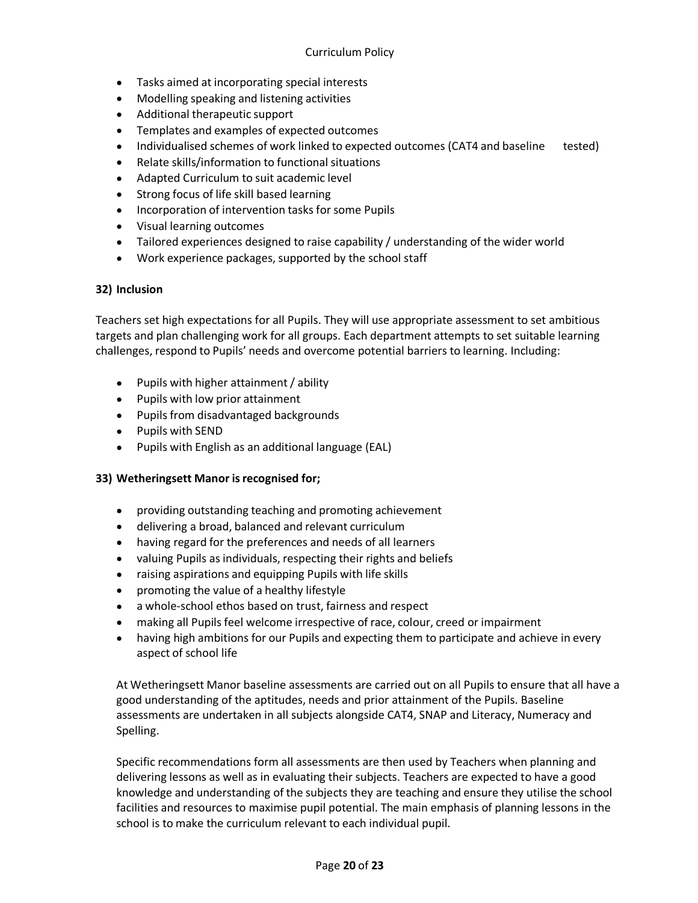- Tasks aimed at incorporating special interests
- Modelling speaking and listening activities
- Additional therapeutic support
- Templates and examples of expected outcomes
- Individualised schemes of work linked to expected outcomes (CAT4 and baseline tested)
- Relate skills/information to functional situations
- Adapted Curriculum to suit academic level
- Strong focus of life skill based learning
- Incorporation of intervention tasks for some Pupils
- Visual learning outcomes
- Tailored experiences designed to raise capability / understanding of the wider world
- Work experience packages, supported by the school staff

**32) Inclusion**

Teachers set high expectations for all Pupils. They will use appropriate assessment to set ambitious targets and plan challenging work for all groups. Each department attempts to set suitable learning challenges, respond to Pupils' needs and overcome potential barriers to learning. Including:

- Pupils with higher attainment / ability
- Pupils with low prior attainment
- Pupils from disadvantaged backgrounds
- Pupils with SEND
- Pupils with English as an additional language (EAL)

**33) Wetheringsett Manor is recognised for;**

- providing outstanding teaching and promoting achievement
- delivering a broad, balanced and relevant curriculum
- having regard for the preferences and needs of all learners
- valuing Pupils as individuals, respecting their rights and beliefs
- raising aspirations and equipping Pupils with life skills
- promoting the value of a healthy lifestyle
- a whole-school ethos based on trust, fairness and respect
- making all Pupils feel welcome irrespective of race, colour, creed or impairment
- having high ambitions for our Pupils and expecting them to participate and achieve in every aspect of school life

At Wetheringsett Manor baseline assessments are carried out on all Pupils to ensure that all have a good understanding of the aptitudes, needs and prior attainment of the Pupils. Baseline assessments are undertaken in all subjects alongside CAT4, SNAP and Literacy, Numeracy and Spelling.

Specific recommendations form all assessments are then used by Teachers when planning and delivering lessons as well as in evaluating their subjects. Teachers are expected to have a good knowledge and understanding of the subjects they are teaching and ensure they utilise the school facilities and resources to maximise pupil potential. The main emphasis of planning lessons in the school is to make the curriculum relevant to each individual pupil.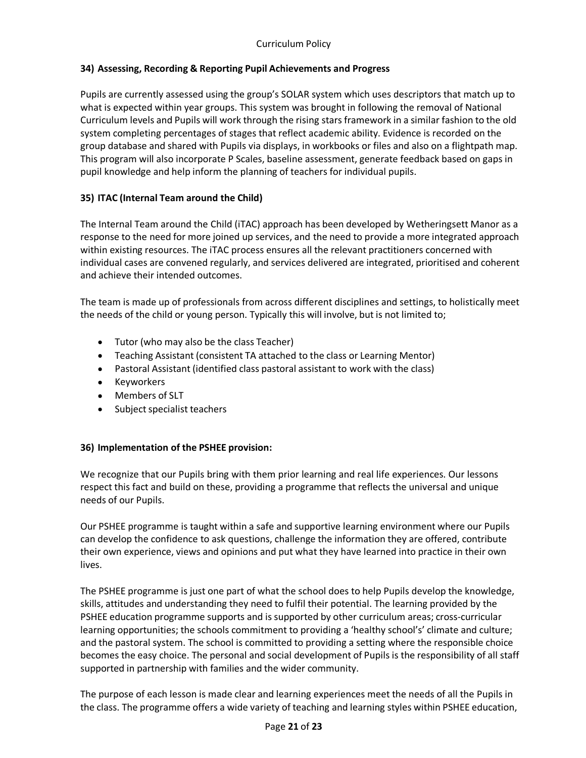## 34) Assessing, Recording & Reporting Pupil Achievements and Progress

Pupils are currently assessed using the group's SOLAR system which uses descriptors that match up to what is expected within year groups. This system was brought in following the removal of National Curriculum levels and Pupils will work through the rising stars framework in a similar fashion to the old system completing percentages of stages that reflect academic ability. Evidence is recorded on the group database and shared with Pupils via displays, in workbooks or files and also on a flightpath map. This program will also incorporate P Scales, baseline assessment, generate feedback based on gaps in pupil knowledge and help inform the planning of teachers for individual pupils.

## 35) ITAC (Internal Team around the Child)

The Internal Team around the Child (iTAC) approach has been developed by Wetheringsett Manor as a response to the need for more joined up services, and the need to provide a more integrated approach within existing resources. The iTAC process ensures all the relevant practitioners concerned with individual cases are convened regularly, and services delivered are integrated, prioritised and coherent and achieve their intended outcomes.

The team is made up of professionals from across different disciplines and settings, to holistically meet the needs of the child or young person. Typically this will involve, but is not limited to;

- Tutor (who may also be the class Teacher)
- Teaching Assistant (consistent TA attached to the class or Learning Mentor)
- Pastoral Assistant (identified class pastoral assistant to work with the class)
- Keyworkers
- Members of SLT
- Subject specialist teachers

## 36) Implementation of the PSHEE provision:

We recognize that our Pupils bring with them prior learning and real life experiences. Our lessons respect this fact and build on these, providing a programme that reflects the universal and unique needs of our Pupils.

Our PSHEE programme is taught within a safe and supportive learning environment where our Pupils can develop the confidence to ask questions, challenge the information they are offered, contribute their own experience, views and opinions and put what they have learned into practice in their own lives.

The PSHEE programme is just one part of what the school does to help Pupils develop the knowledge, skills, attitudes and understanding they need to fulfil their potential. The learning provided by the PSHEE education programme supports and is supported by other curriculum areas; cross-curricular learning opportunities; the schools commitment to providing a 'healthy school's' climate and culture; and the pastoral system. The school is committed to providing a setting where the responsible choice becomes the easy choice. The personal and social development of Pupils is the responsibility of all staff supported in partnership with families and the wider community.

The purpose of each lesson is made clear and learning experiences meet the needs of all the Pupils in the class. The programme offers a wide variety of teaching and learning styles within PSHEE education,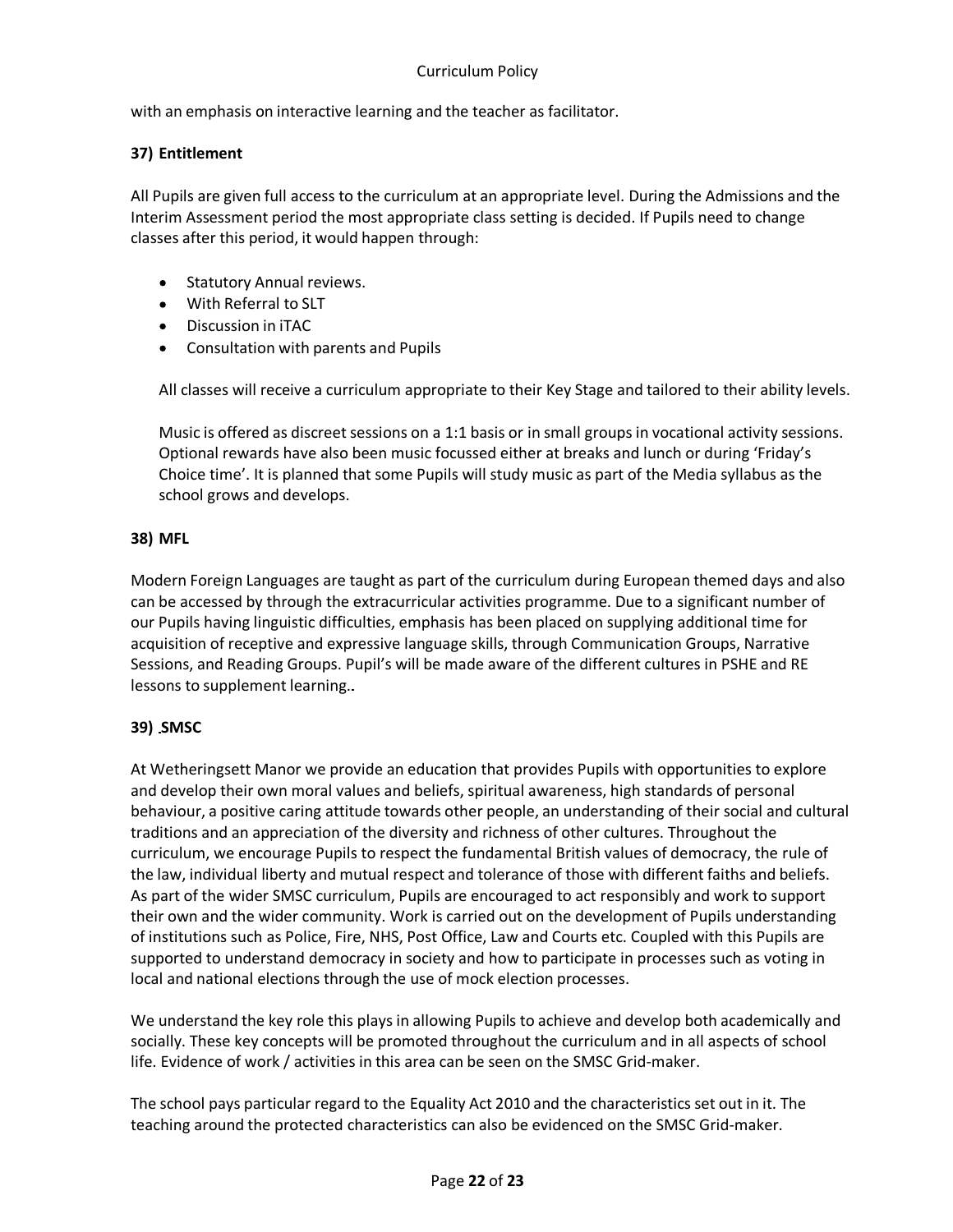with an emphasis on interactive learning and the teacher as facilitator.

### 37) Entitlement

All Pupils are given full access to the curriculum at an appropriate level. During the Admissions and the Interim Assessment period the most appropriate class setting is decided. If Pupils need to change classes after this period, it would happen through:

- Statutory Annual reviews.
- With Referral to SLT
- Discussion in iTAC
- Consultation with parents and Pupils

All classes will receive a curriculum appropriate to their Key Stage and tailored to their ability levels.

Music is offered as discreet sessions on a 1:1 basis or in small groups in vocational activity sessions. Optional rewards have also been music focussed either at breaks and lunch or during 'Friday's Choice time'. It is planned that some Pupils will study music as part of the Media syllabus as the school grows and develops.

### 38) MFL

Modern Foreign Languages are taught as part of the curriculum during European themed days and also can be accessed by through the extracurricular activities programme. Due to a significant number of our Pupils having linguistic difficulties, emphasis has been placed on supplying additional time for acquisition of receptive and expressive language skills, through Communication Groups, Narrative Sessions, and Reading Groups. Pupil's will be made aware of the different cultures in PSHE and RE lessons to supplement learning..

### 39) SMSC

At Wetheringsett Manor we provide an education that provides Pupils with opportunities to explore and develop their own moral values and beliefs, spiritual awareness, high standards of personal behaviour, a positive caring attitude towards other people, an understanding of their social and cultural traditions and an appreciation of the diversity and richness of other cultures. Throughout the curriculum, we encourage Pupils to respect the fundamental British values of democracy, the rule of the law, individual liberty and mutual respect and tolerance of those with different faiths and beliefs. As part of the wider SMSC curriculum, Pupils are encouraged to act responsibly and work to support their own and the wider community. Work is carried out on the development of Pupils understanding of institutions such as Police, Fire, NHS, Post Office, Law and Courts etc. Coupled with this Pupils are supported to understand democracy in society and how to participate in processes such as voting in local and national elections through the use of mock election processes.

We understand the key role this plays in allowing Pupils to achieve and develop both academically and socially. These key concepts will be promoted throughout the curriculum and in all aspects of school life. Evidence of work / activities in this area can be seen on the SMSC Grid-maker.

The school pays particular regard to the Equality Act 2010 and the characteristics set out in it. The teaching around the protected characteristics can also be evidenced on the SMSC Grid-maker.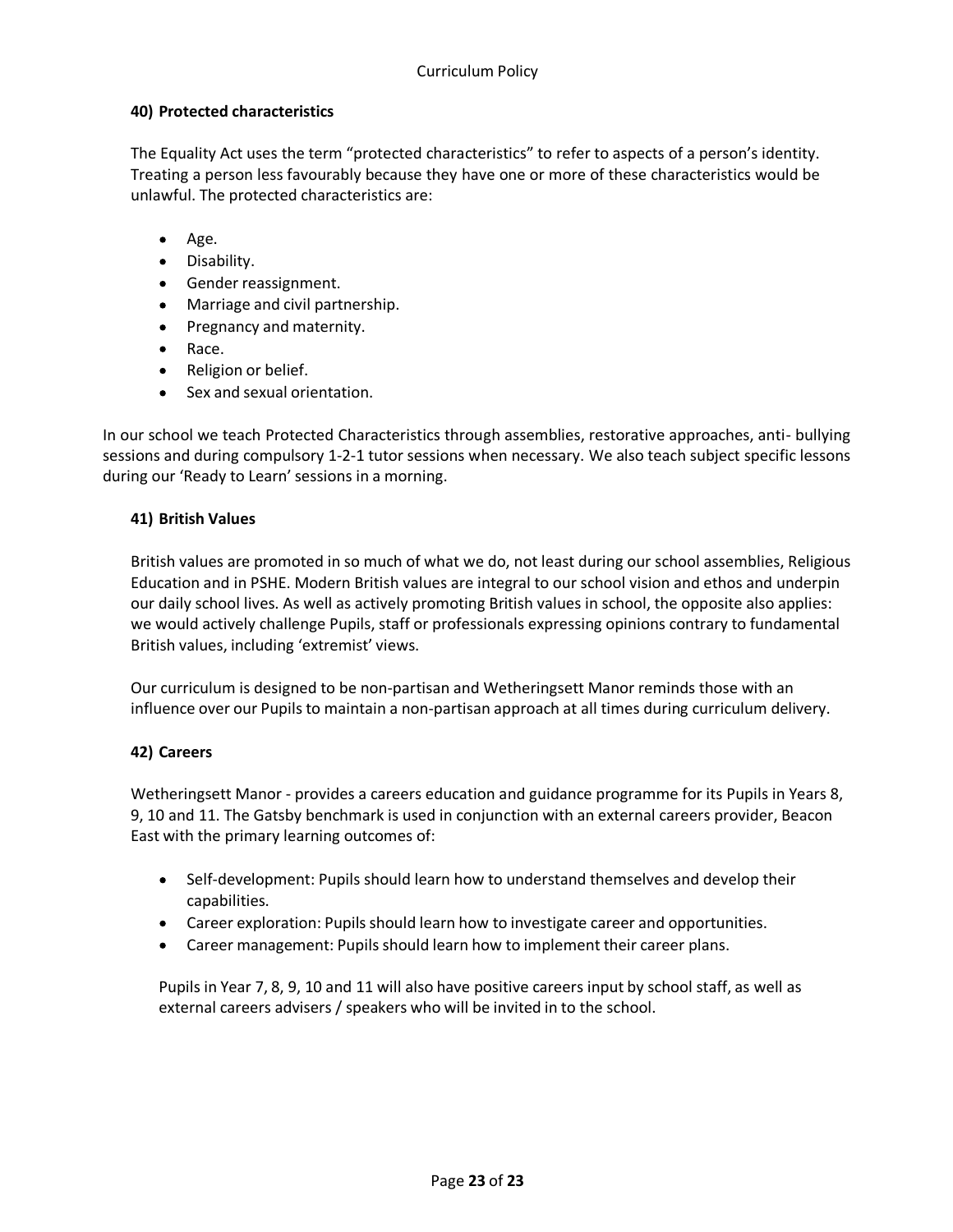## 40) Protected characteristics

The Equality Act uses the term "protected characteristics" to refer to aspects of a person's identity. Treating a person less favourably because they have one or more of these characteristics would be unlawful. The protected characteristics are:

- Age.
- Disability.
- Gender reassignment.
- Marriage and civil partnership.
- Pregnancy and maternity.
- Race.
- Religion or belief.
- Sex and sexual orientation.

In our school we teach Protected Characteristics through assemblies, restorative approaches, anti- bullying sessions and during compulsory 1-2-1 tutor sessions when necessary. We also teach subject specific lessons during our 'Ready to Learn' sessions in a morning.

## 41) British Values

British values are promoted in so much of what we do, not least during our school assemblies, Religious Education and in PSHE. Modern British values are integral to our school vision and ethos and underpin our daily school lives. As well as actively promoting British values in school, the opposite also applies: we would actively challenge Pupils, staff or professionals expressing opinions contrary to fundamental British values, including 'extremist' views.

Our curriculum is designed to be non-partisan and Wetheringsett Manor reminds those with an influence over our Pupils to maintain a non-partisan approach at all times during curriculum delivery.

## 42) Careers

Wetheringsett Manor - provides a careers education and guidance programme for its Pupils in Years 8, 9, 10 and 11. The Gatsby benchmark is used in conjunction with an external careers provider, Beacon East with the primary learning outcomes of:

- Self-development: Pupils should learn how to understand themselves and develop their capabilities.
- Career exploration: Pupils should learn how to investigate career and opportunities.
- Career management: Pupils should learn how to implement their career plans.

Pupils in Year 7, 8, 9, 10 and 11 will also have positive careers input by school staff, as well as external careers advisers / speakers who will be invited in to the school.